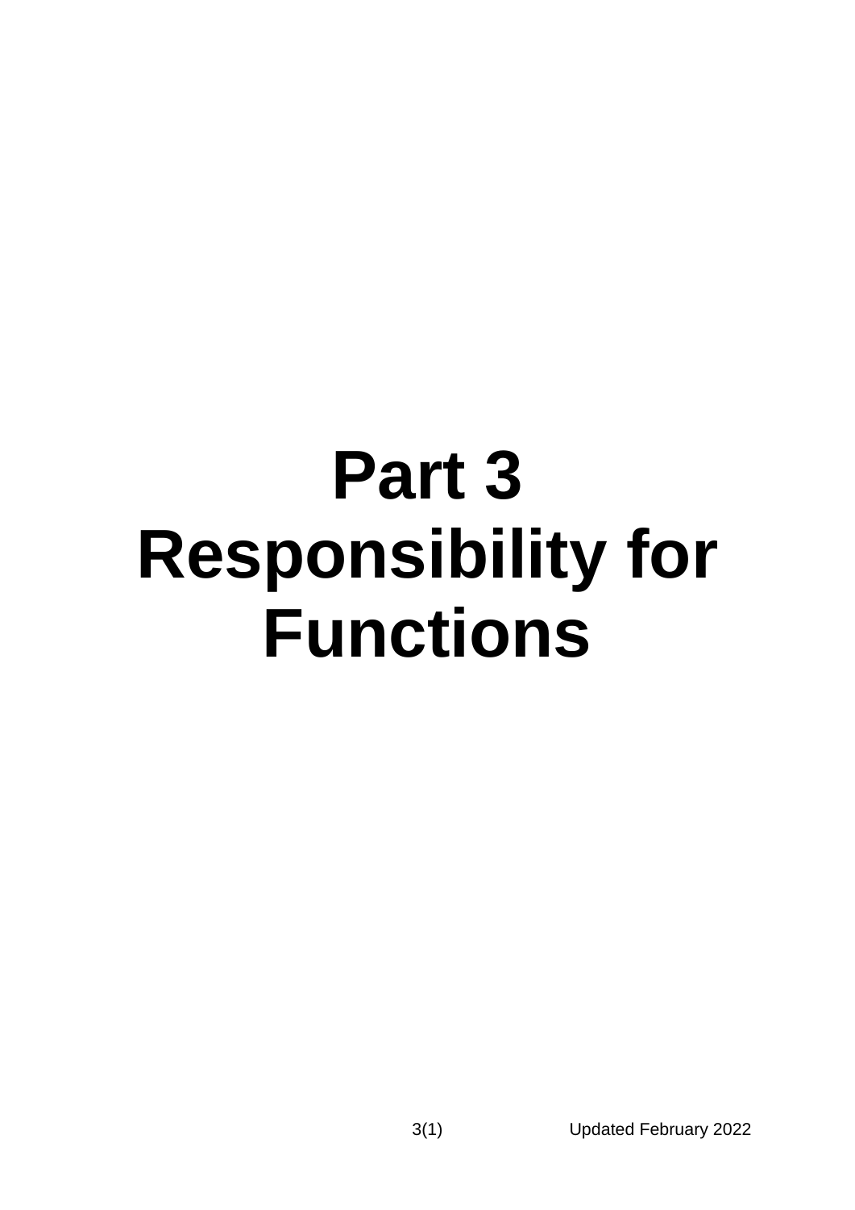# Part 3
# Responsibility for Functions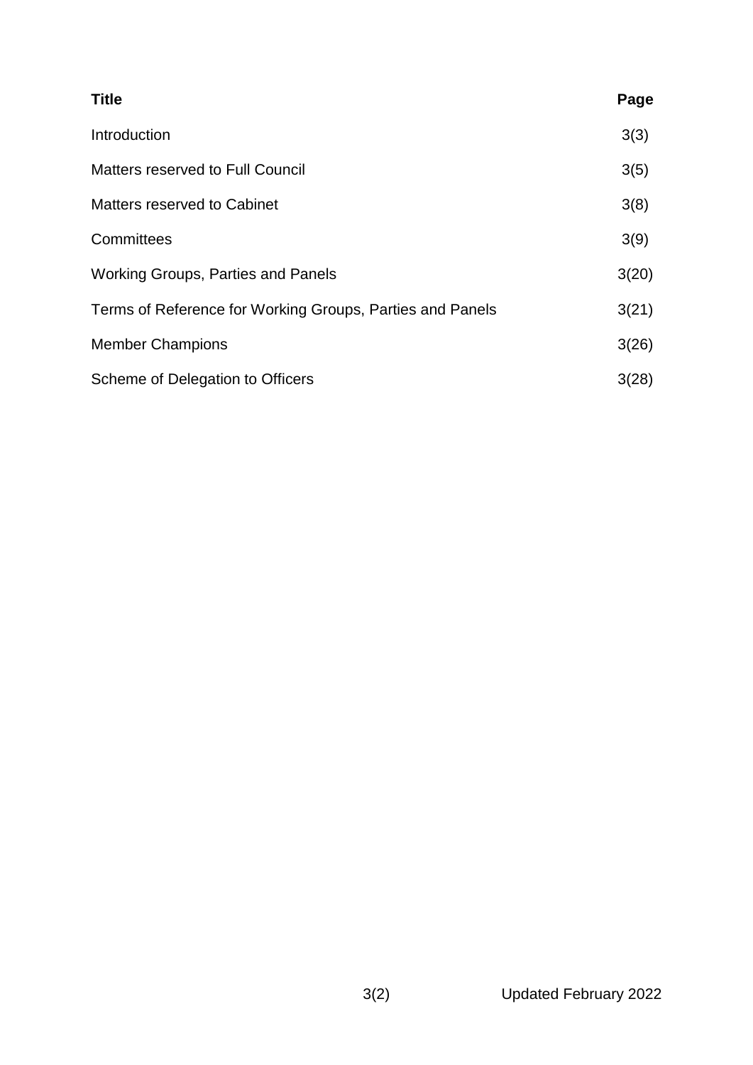| Title | Page |
| --- | --- |
| Introduction | 3(3) |
| Matters reserved to Full Council | 3(5) |
| Matters reserved to Cabinet | 3(8) |
| Committees | 3(9) |
| Working Groups, Parties and Panels | 3(20) |
| Terms of Reference for Working Groups, Parties and Panels | 3(21) |
| Member Champions | 3(26) |
| Scheme of Delegation to Officers | 3(28) |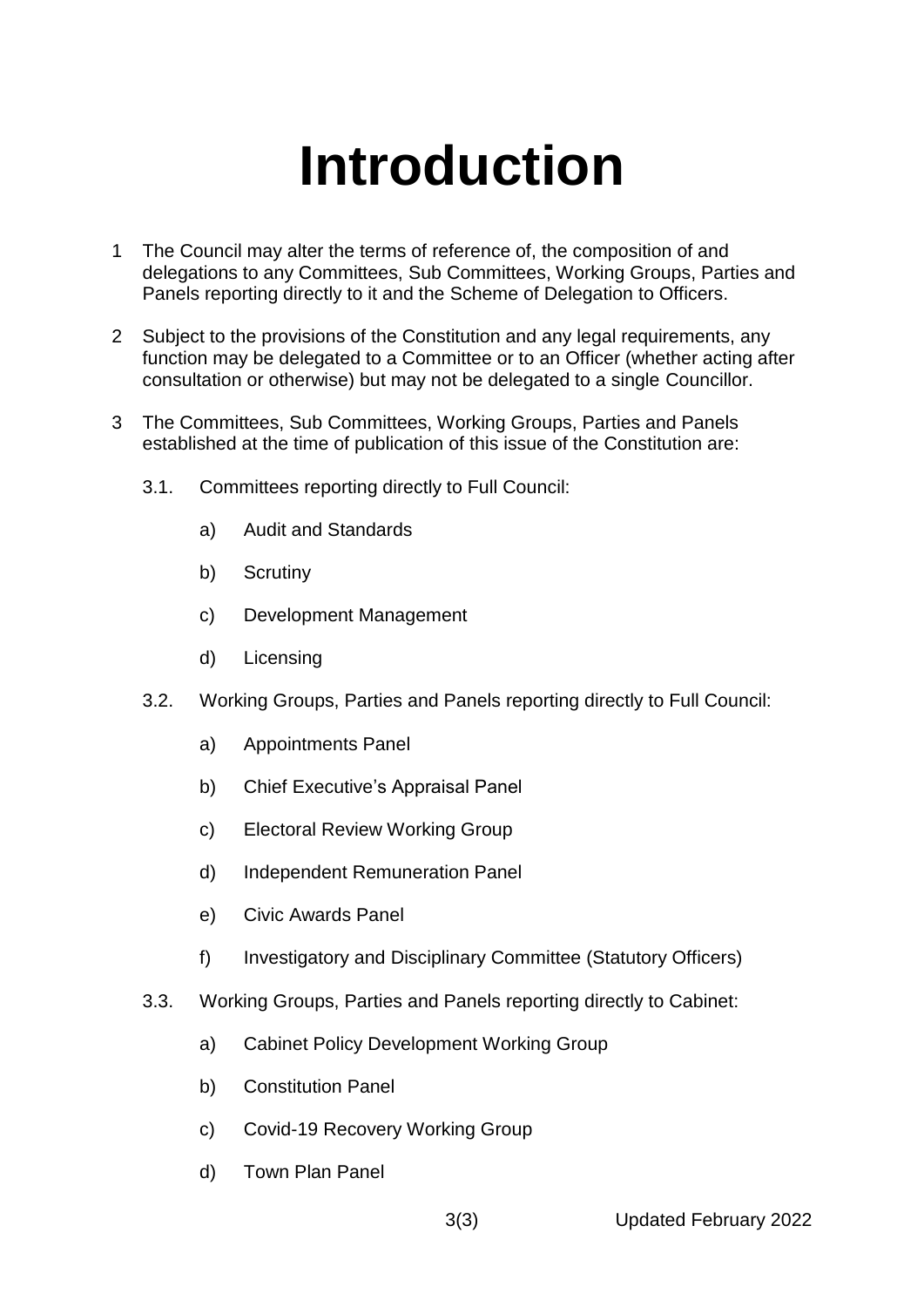# Introduction

1 The Council may alter the terms of reference of, the composition of and delegations to any Committees, Sub Committees, Working Groups, Parties and Panels reporting directly to it and the Scheme of Delegation to Officers.

2 Subject to the provisions of the Constitution and any legal requirements, any function may be delegated to a Committee or to an Officer (whether acting after consultation or otherwise) but may not be delegated to a single Councillor.

3 The Committees, Sub Committees, Working Groups, Parties and Panels established at the time of publication of this issue of the Constitution are:

3.1. Committees reporting directly to Full Council:

a) Audit and Standards

b) Scrutiny

c) Development Management

d) Licensing

3.2. Working Groups, Parties and Panels reporting directly to Full Council:

a) Appointments Panel

b) Chief Executive's Appraisal Panel

c) Electoral Review Working Group

d) Independent Remuneration Panel

e) Civic Awards Panel

f) Investigatory and Disciplinary Committee (Statutory Officers)

3.3. Working Groups, Parties and Panels reporting directly to Cabinet:

a) Cabinet Policy Development Working Group

b) Constitution Panel

c) Covid-19 Recovery Working Group

d) Town Plan Panel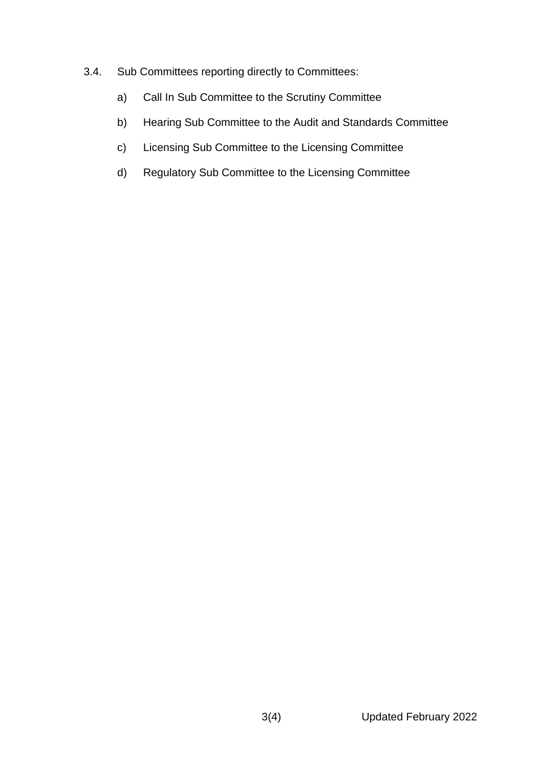3.4. Sub Committees reporting directly to Committees:

a) Call In Sub Committee to the Scrutiny Committee

b) Hearing Sub Committee to the Audit and Standards Committee

c) Licensing Sub Committee to the Licensing Committee

d) Regulatory Sub Committee to the Licensing Committee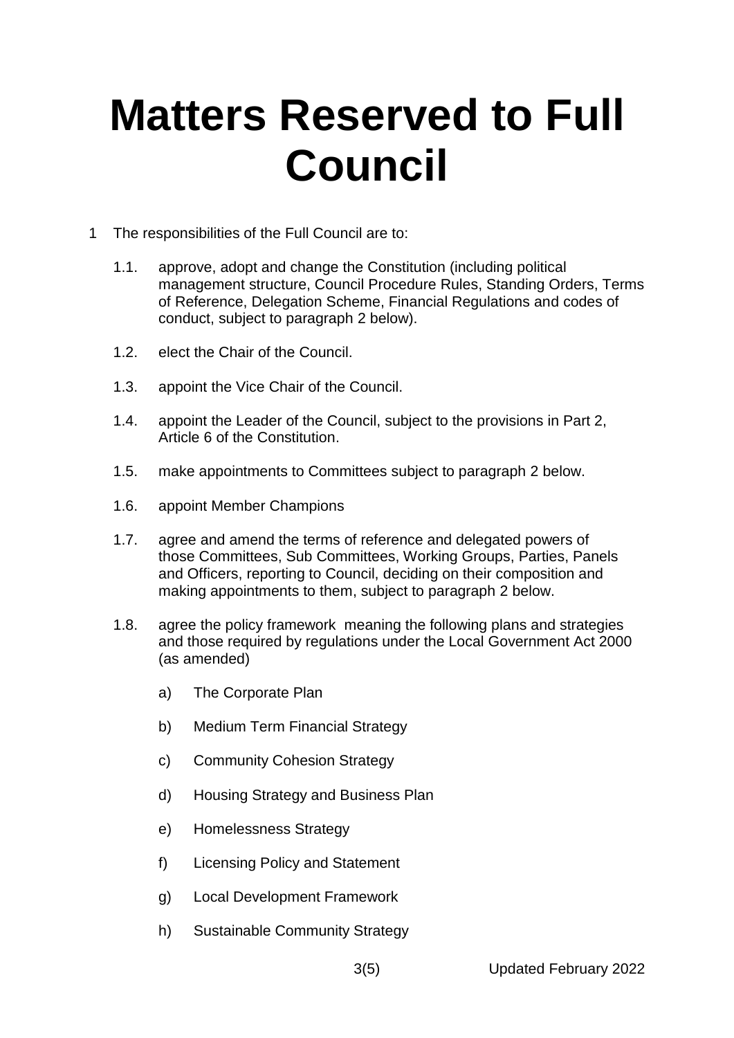# Matters Reserved to Full Council

1 The responsibilities of the Full Council are to:

1.1. approve, adopt and change the Constitution (including political management structure, Council Procedure Rules, Standing Orders, Terms of Reference, Delegation Scheme, Financial Regulations and codes of conduct, subject to paragraph 2 below).

1.2. elect the Chair of the Council.

1.3. appoint the Vice Chair of the Council.

1.4. appoint the Leader of the Council, subject to the provisions in Part 2, Article 6 of the Constitution.

1.5. make appointments to Committees subject to paragraph 2 below.

1.6. appoint Member Champions

1.7. agree and amend the terms of reference and delegated powers of those Committees, Sub Committees, Working Groups, Parties, Panels and Officers, reporting to Council, deciding on their composition and making appointments to them, subject to paragraph 2 below.

1.8. agree the policy framework meaning the following plans and strategies and those required by regulations under the Local Government Act 2000 (as amended)

a) The Corporate Plan

b) Medium Term Financial Strategy

c) Community Cohesion Strategy

d) Housing Strategy and Business Plan

e) Homelessness Strategy

f) Licensing Policy and Statement

g) Local Development Framework

h) Sustainable Community Strategy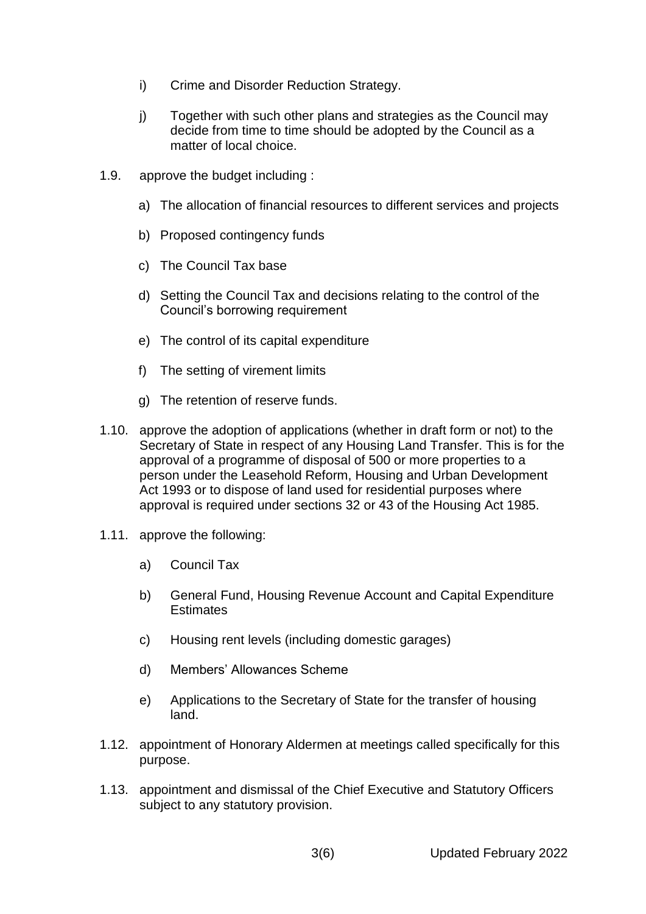i) Crime and Disorder Reduction Strategy.

j) Together with such other plans and strategies as the Council may decide from time to time should be adopted by the Council as a matter of local choice.

1.9. approve the budget including :

a) The allocation of financial resources to different services and projects

b) Proposed contingency funds

c) The Council Tax base

d) Setting the Council Tax and decisions relating to the control of the Council's borrowing requirement

e) The control of its capital expenditure

f) The setting of virement limits

g) The retention of reserve funds.

1.10. approve the adoption of applications (whether in draft form or not) to the Secretary of State in respect of any Housing Land Transfer. This is for the approval of a programme of disposal of 500 or more properties to a person under the Leasehold Reform, Housing and Urban Development Act 1993 or to dispose of land used for residential purposes where approval is required under sections 32 or 43 of the Housing Act 1985.

1.11. approve the following:

a) Council Tax

b) General Fund, Housing Revenue Account and Capital Expenditure Estimates

c) Housing rent levels (including domestic garages)

d) Members' Allowances Scheme

e) Applications to the Secretary of State for the transfer of housing land.

1.12. appointment of Honorary Aldermen at meetings called specifically for this purpose.

1.13. appointment and dismissal of the Chief Executive and Statutory Officers subject to any statutory provision.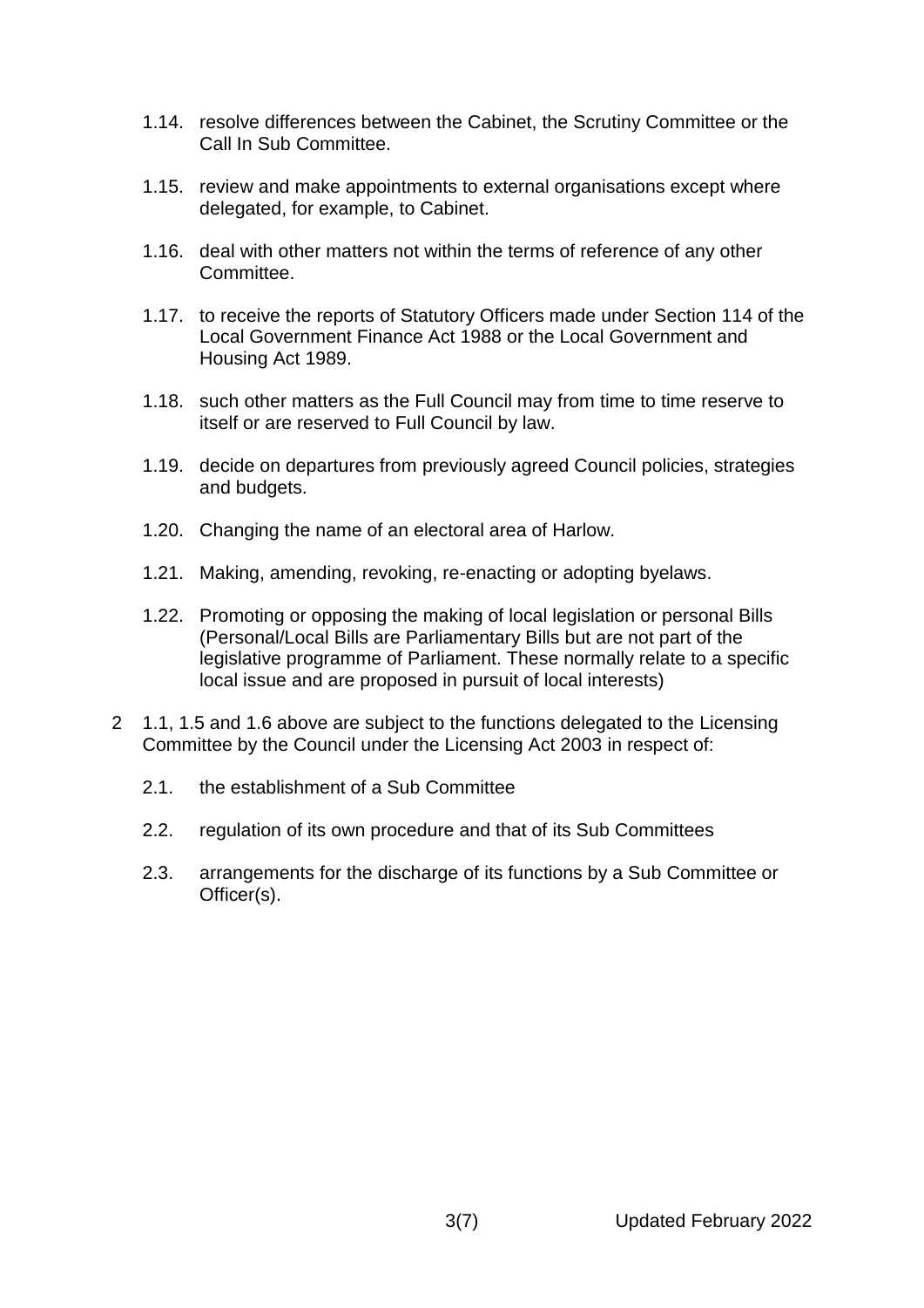1.14. resolve differences between the Cabinet, the Scrutiny Committee or the Call In Sub Committee.

1.15. review and make appointments to external organisations except where delegated, for example, to Cabinet.

1.16. deal with other matters not within the terms of reference of any other Committee.

1.17. to receive the reports of Statutory Officers made under Section 114 of the Local Government Finance Act 1988 or the Local Government and Housing Act 1989.

1.18. such other matters as the Full Council may from time to time reserve to itself or are reserved to Full Council by law.

1.19. decide on departures from previously agreed Council policies, strategies and budgets.

1.20. Changing the name of an electoral area of Harlow.

1.21. Making, amending, revoking, re-enacting or adopting byelaws.

1.22. Promoting or opposing the making of local legislation or personal Bills (Personal/Local Bills are Parliamentary Bills but are not part of the legislative programme of Parliament. These normally relate to a specific local issue and are proposed in pursuit of local interests)

2 1.1, 1.5 and 1.6 above are subject to the functions delegated to the Licensing Committee by the Council under the Licensing Act 2003 in respect of:

2.1. the establishment of a Sub Committee

2.2. regulation of its own procedure and that of its Sub Committees

2.3. arrangements for the discharge of its functions by a Sub Committee or Officer(s).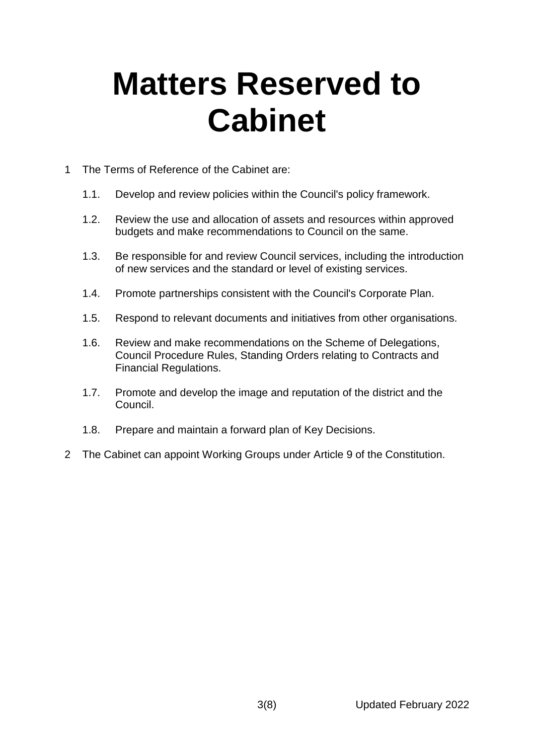# Matters Reserved to Cabinet

1 The Terms of Reference of the Cabinet are:

   1.1. Develop and review policies within the Council's policy framework.

   1.2. Review the use and allocation of assets and resources within approved budgets and make recommendations to Council on the same.

   1.3. Be responsible for and review Council services, including the introduction of new services and the standard or level of existing services.

   1.4. Promote partnerships consistent with the Council's Corporate Plan.

   1.5. Respond to relevant documents and initiatives from other organisations.

   1.6. Review and make recommendations on the Scheme of Delegations, Council Procedure Rules, Standing Orders relating to Contracts and Financial Regulations.

   1.7. Promote and develop the image and reputation of the district and the Council.

   1.8. Prepare and maintain a forward plan of Key Decisions.

2 The Cabinet can appoint Working Groups under Article 9 of the Constitution.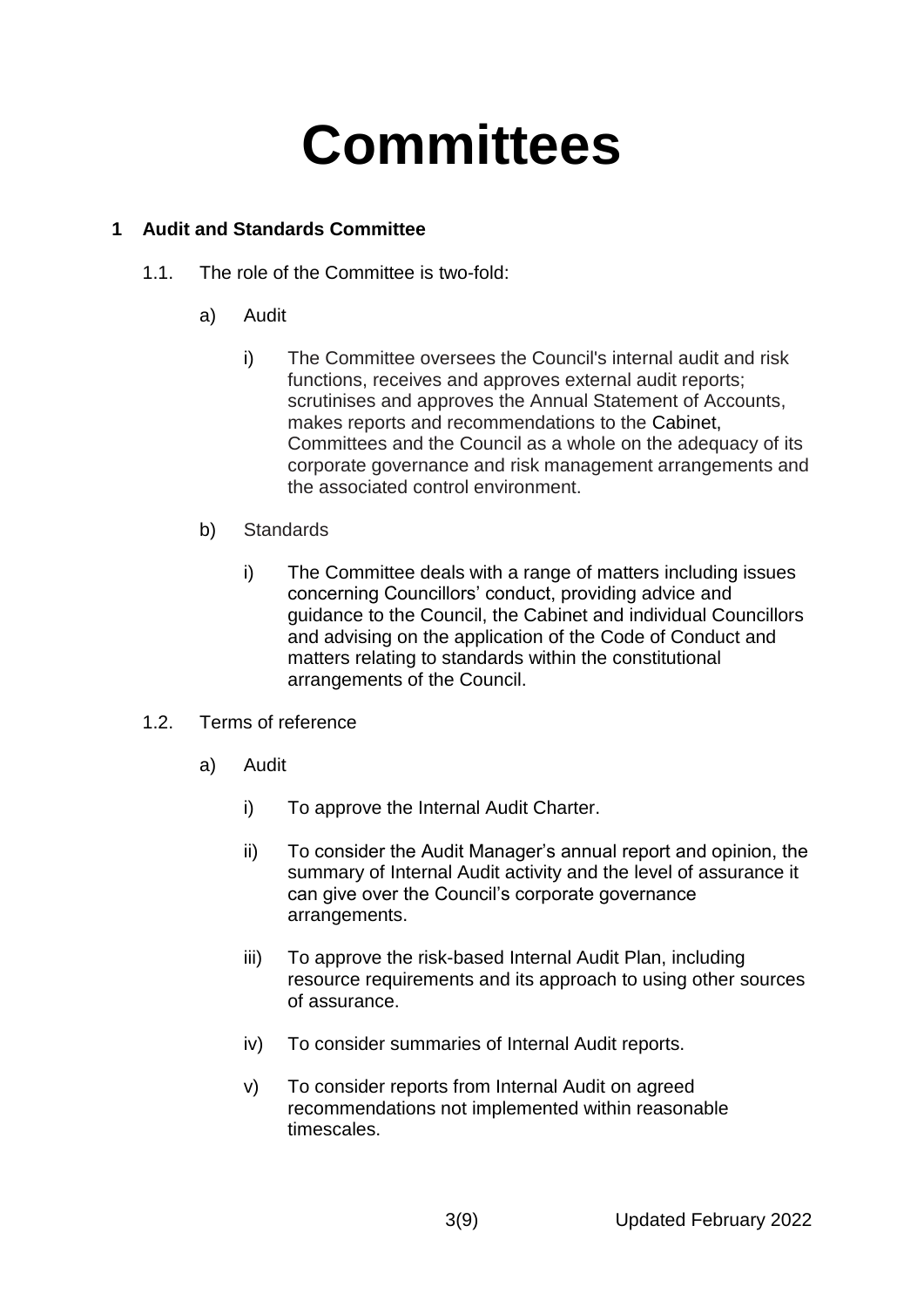# Committees

## 1 Audit and Standards Committee

1.1. The role of the Committee is two-fold:

a) Audit

i) The Committee oversees the Council's internal audit and risk functions, receives and approves external audit reports; scrutinises and approves the Annual Statement of Accounts, makes reports and recommendations to the Cabinet, Committees and the Council as a whole on the adequacy of its corporate governance and risk management arrangements and the associated control environment.

b) Standards

i) The Committee deals with a range of matters including issues concerning Councillors' conduct, providing advice and guidance to the Council, the Cabinet and individual Councillors and advising on the application of the Code of Conduct and matters relating to standards within the constitutional arrangements of the Council.

1.2. Terms of reference

a) Audit

i) To approve the Internal Audit Charter.

ii) To consider the Audit Manager's annual report and opinion, the summary of Internal Audit activity and the level of assurance it can give over the Council's corporate governance arrangements.

iii) To approve the risk-based Internal Audit Plan, including resource requirements and its approach to using other sources of assurance.

iv) To consider summaries of Internal Audit reports.

v) To consider reports from Internal Audit on agreed recommendations not implemented within reasonable timescales.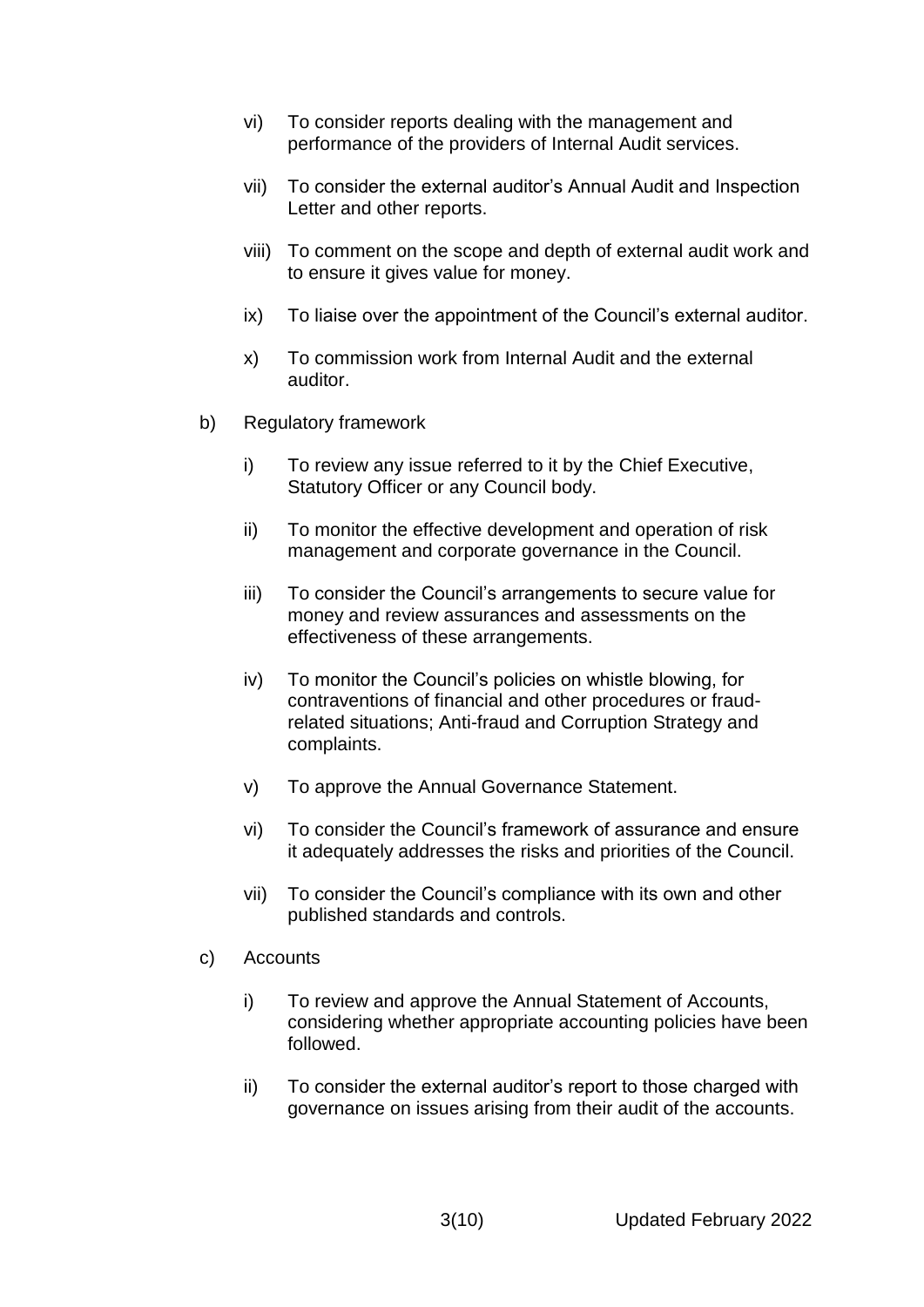vi) To consider reports dealing with the management and performance of the providers of Internal Audit services.

vii) To consider the external auditor's Annual Audit and Inspection Letter and other reports.

viii) To comment on the scope and depth of external audit work and to ensure it gives value for money.

ix) To liaise over the appointment of the Council's external auditor.

x) To commission work from Internal Audit and the external auditor.

b) Regulatory framework

i) To review any issue referred to it by the Chief Executive, Statutory Officer or any Council body.

ii) To monitor the effective development and operation of risk management and corporate governance in the Council.

iii) To consider the Council's arrangements to secure value for money and review assurances and assessments on the effectiveness of these arrangements.

iv) To monitor the Council's policies on whistle blowing, for contraventions of financial and other procedures or fraud-related situations; Anti-fraud and Corruption Strategy and complaints.

v) To approve the Annual Governance Statement.

vi) To consider the Council's framework of assurance and ensure it adequately addresses the risks and priorities of the Council.

vii) To consider the Council's compliance with its own and other published standards and controls.

c) Accounts

i) To review and approve the Annual Statement of Accounts, considering whether appropriate accounting policies have been followed.

ii) To consider the external auditor's report to those charged with governance on issues arising from their audit of the accounts.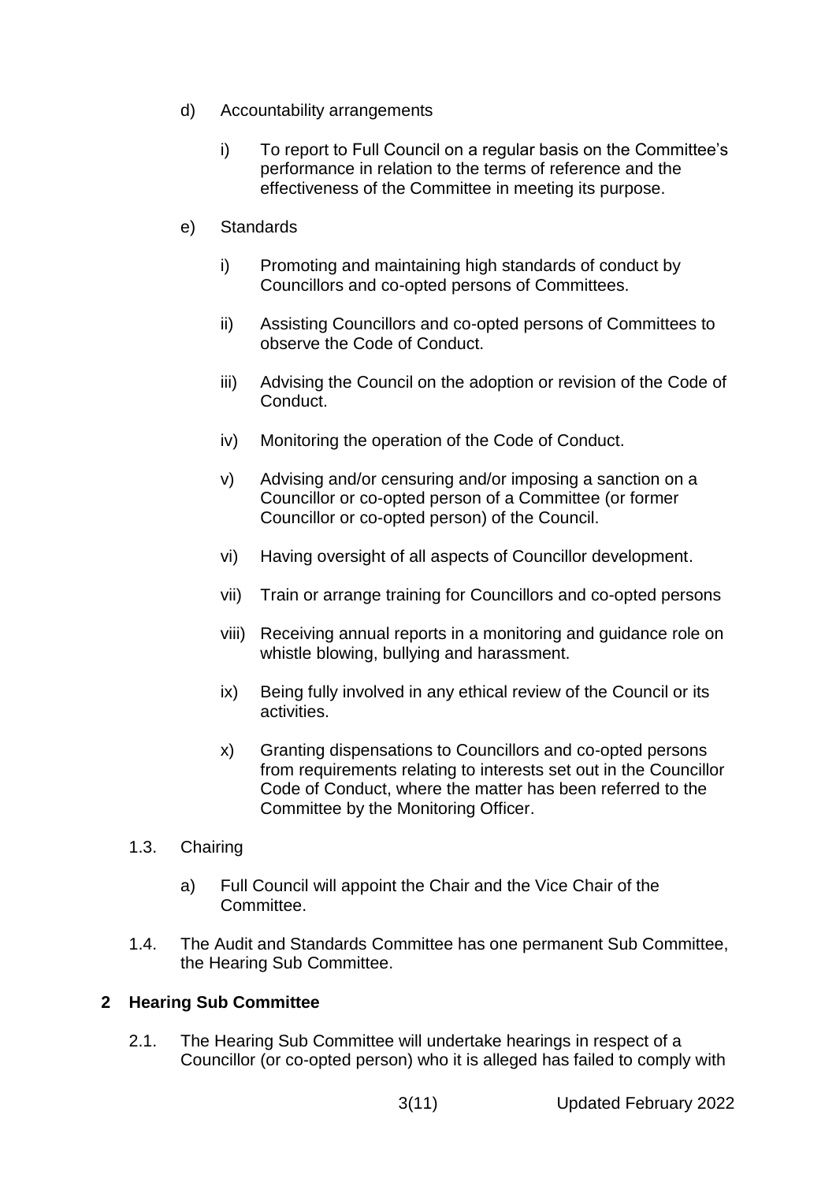d) Accountability arrangements

   i) To report to Full Council on a regular basis on the Committee's performance in relation to the terms of reference and the effectiveness of the Committee in meeting its purpose.

e) Standards

   i) Promoting and maintaining high standards of conduct by Councillors and co-opted persons of Committees.

   ii) Assisting Councillors and co-opted persons of Committees to observe the Code of Conduct.

   iii) Advising the Council on the adoption or revision of the Code of Conduct.

   iv) Monitoring the operation of the Code of Conduct.

   v) Advising and/or censuring and/or imposing a sanction on a Councillor or co-opted person of a Committee (or former Councillor or co-opted person) of the Council.

   vi) Having oversight of all aspects of Councillor development.

   vii) Train or arrange training for Councillors and co-opted persons

   viii) Receiving annual reports in a monitoring and guidance role on whistle blowing, bullying and harassment.

   ix) Being fully involved in any ethical review of the Council or its activities.

   x) Granting dispensations to Councillors and co-opted persons from requirements relating to interests set out in the Councillor Code of Conduct, where the matter has been referred to the Committee by the Monitoring Officer.

1.3. Chairing

   a) Full Council will appoint the Chair and the Vice Chair of the Committee.

1.4. The Audit and Standards Committee has one permanent Sub Committee, the Hearing Sub Committee.

## 2 Hearing Sub Committee

2.1. The Hearing Sub Committee will undertake hearings in respect of a Councillor (or co-opted person) who it is alleged has failed to comply with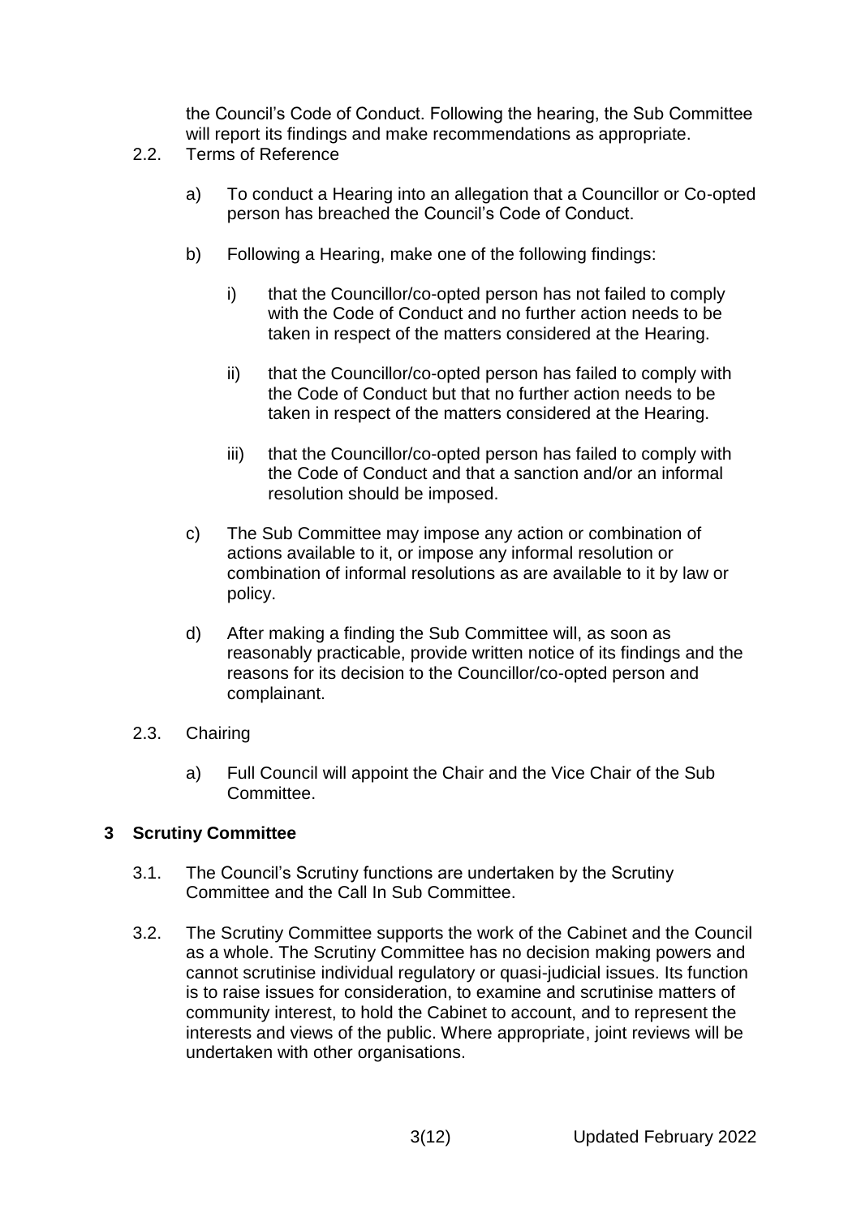the Council's Code of Conduct. Following the hearing, the Sub Committee will report its findings and make recommendations as appropriate.

2.2. Terms of Reference

a) To conduct a Hearing into an allegation that a Councillor or Co-opted person has breached the Council's Code of Conduct.

b) Following a Hearing, make one of the following findings:

  i) that the Councillor/co-opted person has not failed to comply with the Code of Conduct and no further action needs to be taken in respect of the matters considered at the Hearing.

  ii) that the Councillor/co-opted person has failed to comply with the Code of Conduct but that no further action needs to be taken in respect of the matters considered at the Hearing.

  iii) that the Councillor/co-opted person has failed to comply with the Code of Conduct and that a sanction and/or an informal resolution should be imposed.

c) The Sub Committee may impose any action or combination of actions available to it, or impose any informal resolution or combination of informal resolutions as are available to it by law or policy.

d) After making a finding the Sub Committee will, as soon as reasonably practicable, provide written notice of its findings and the reasons for its decision to the Councillor/co-opted person and complainant.

2.3. Chairing

a) Full Council will appoint the Chair and the Vice Chair of the Sub Committee.

## 3 Scrutiny Committee

3.1. The Council's Scrutiny functions are undertaken by the Scrutiny Committee and the Call In Sub Committee.

3.2. The Scrutiny Committee supports the work of the Cabinet and the Council as a whole. The Scrutiny Committee has no decision making powers and cannot scrutinise individual regulatory or quasi-judicial issues. Its function is to raise issues for consideration, to examine and scrutinise matters of community interest, to hold the Cabinet to account, and to represent the interests and views of the public. Where appropriate, joint reviews will be undertaken with other organisations.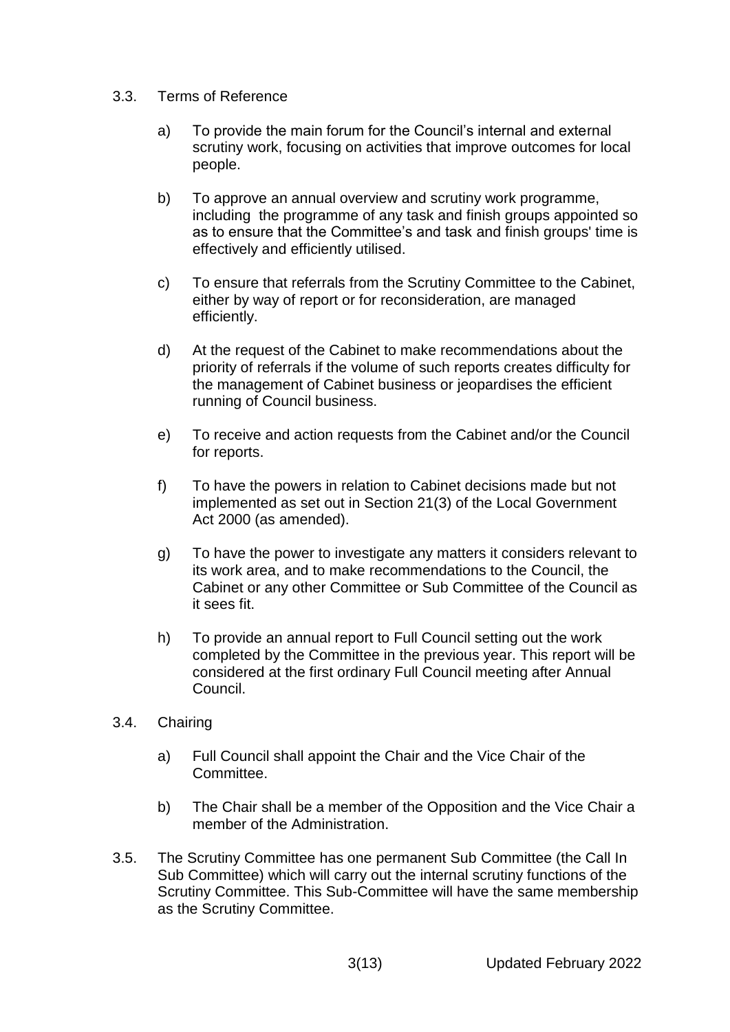3.3. Terms of Reference

a) To provide the main forum for the Council's internal and external scrutiny work, focusing on activities that improve outcomes for local people.

b) To approve an annual overview and scrutiny work programme, including the programme of any task and finish groups appointed so as to ensure that the Committee's and task and finish groups' time is effectively and efficiently utilised.

c) To ensure that referrals from the Scrutiny Committee to the Cabinet, either by way of report or for reconsideration, are managed efficiently.

d) At the request of the Cabinet to make recommendations about the priority of referrals if the volume of such reports creates difficulty for the management of Cabinet business or jeopardises the efficient running of Council business.

e) To receive and action requests from the Cabinet and/or the Council for reports.

f) To have the powers in relation to Cabinet decisions made but not implemented as set out in Section 21(3) of the Local Government Act 2000 (as amended).

g) To have the power to investigate any matters it considers relevant to its work area, and to make recommendations to the Council, the Cabinet or any other Committee or Sub Committee of the Council as it sees fit.

h) To provide an annual report to Full Council setting out the work completed by the Committee in the previous year. This report will be considered at the first ordinary Full Council meeting after Annual Council.

3.4. Chairing

a) Full Council shall appoint the Chair and the Vice Chair of the Committee.

b) The Chair shall be a member of the Opposition and the Vice Chair a member of the Administration.

3.5. The Scrutiny Committee has one permanent Sub Committee (the Call In Sub Committee) which will carry out the internal scrutiny functions of the Scrutiny Committee. This Sub-Committee will have the same membership as the Scrutiny Committee.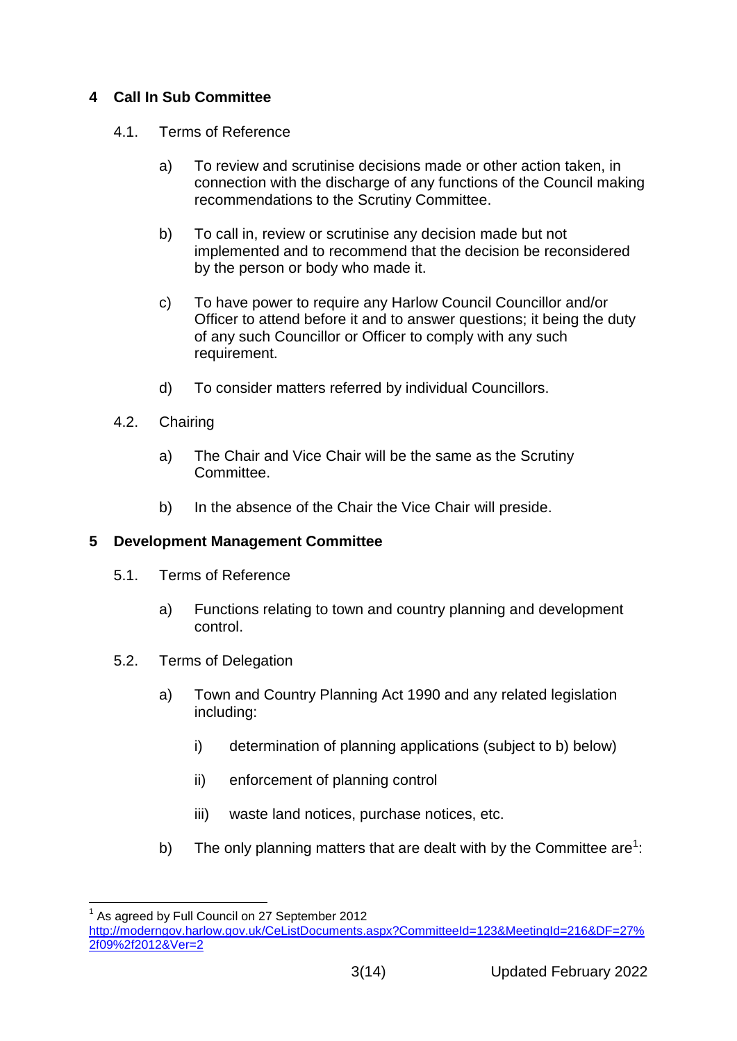## 4 Call In Sub Committee

4.1. Terms of Reference

a) To review and scrutinise decisions made or other action taken, in connection with the discharge of any functions of the Council making recommendations to the Scrutiny Committee.

b) To call in, review or scrutinise any decision made but not implemented and to recommend that the decision be reconsidered by the person or body who made it.

c) To have power to require any Harlow Council Councillor and/or Officer to attend before it and to answer questions; it being the duty of any such Councillor or Officer to comply with any such requirement.

d) To consider matters referred by individual Councillors.

4.2. Chairing

a) The Chair and Vice Chair will be the same as the Scrutiny Committee.

b) In the absence of the Chair the Vice Chair will preside.

## 5 Development Management Committee

5.1. Terms of Reference

a) Functions relating to town and country planning and development control.

5.2. Terms of Delegation

a) Town and Country Planning Act 1990 and any related legislation including:

i) determination of planning applications (subject to b) below)

ii) enforcement of planning control

iii) waste land notices, purchase notices, etc.

b) The only planning matters that are dealt with by the Committee are[1]:

---

[1] As agreed by Full Council on 27 September 2012 http://moderngov.harlow.gov.uk/CeListDocuments.aspx?CommitteeId=123&MeetingId=216&DF=27%2f09%2f2012&Ver=2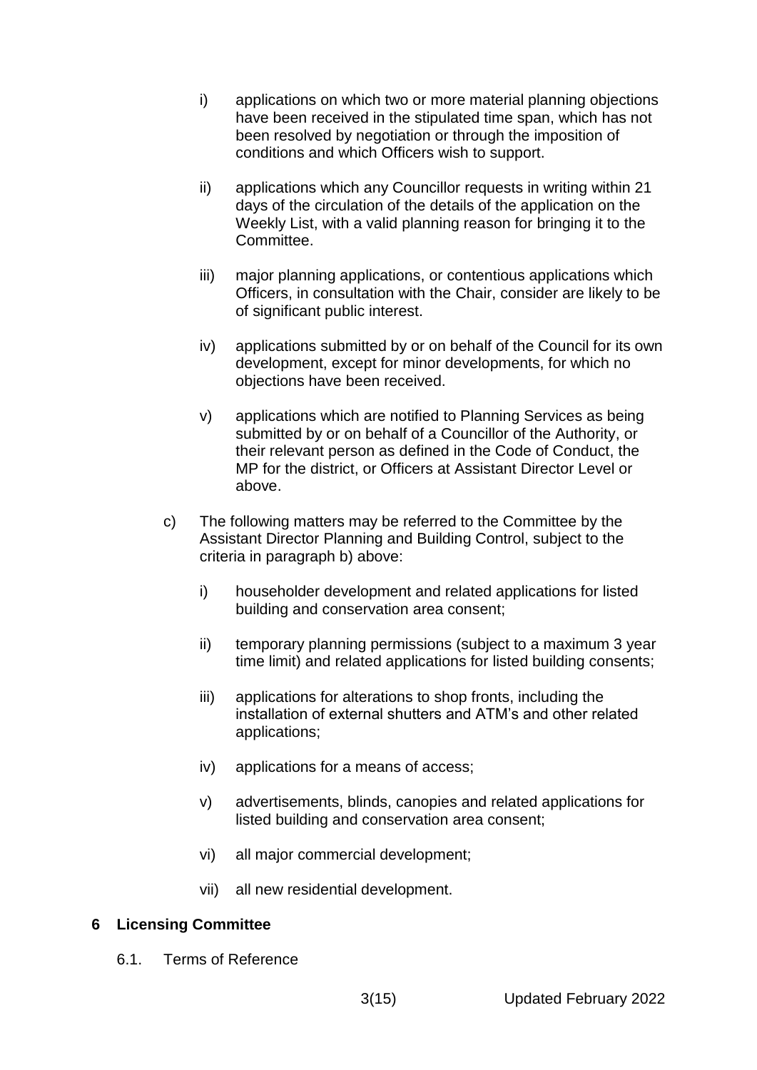i) applications on which two or more material planning objections have been received in the stipulated time span, which has not been resolved by negotiation or through the imposition of conditions and which Officers wish to support.

ii) applications which any Councillor requests in writing within 21 days of the circulation of the details of the application on the Weekly List, with a valid planning reason for bringing it to the Committee.

iii) major planning applications, or contentious applications which Officers, in consultation with the Chair, consider are likely to be of significant public interest.

iv) applications submitted by or on behalf of the Council for its own development, except for minor developments, for which no objections have been received.

v) applications which are notified to Planning Services as being submitted by or on behalf of a Councillor of the Authority, or their relevant person as defined in the Code of Conduct, the MP for the district, or Officers at Assistant Director Level or above.

c) The following matters may be referred to the Committee by the Assistant Director Planning and Building Control, subject to the criteria in paragraph b) above:

   i) householder development and related applications for listed building and conservation area consent;

   ii) temporary planning permissions (subject to a maximum 3 year time limit) and related applications for listed building consents;

   iii) applications for alterations to shop fronts, including the installation of external shutters and ATM's and other related applications;

   iv) applications for a means of access;

   v) advertisements, blinds, canopies and related applications for listed building and conservation area consent;

   vi) all major commercial development;

   vii) all new residential development.

## 6 Licensing Committee

6.1. Terms of Reference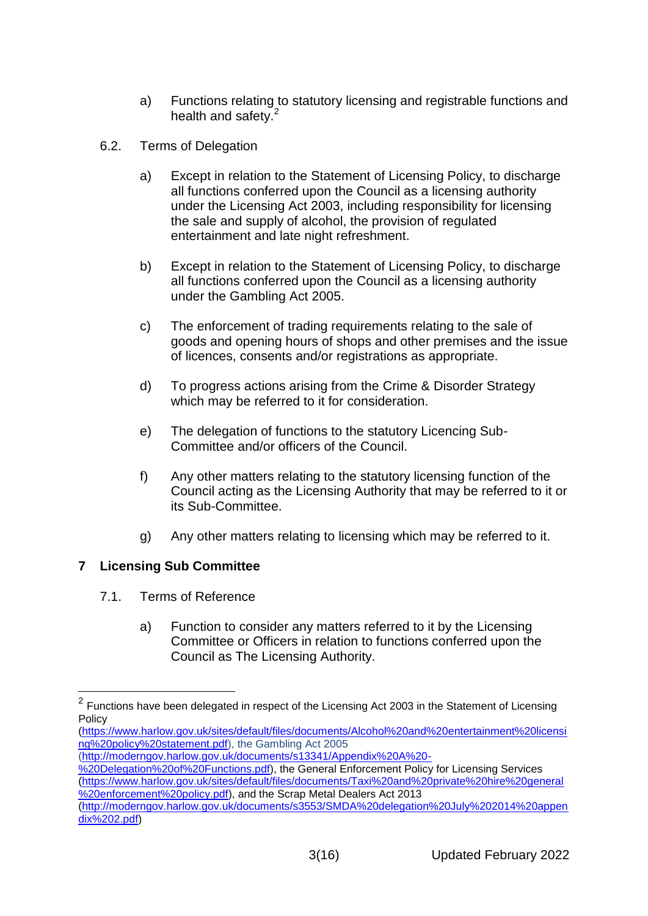a) Functions relating to statutory licensing and registrable functions and health and safety.[2]

6.2. Terms of Delegation

a) Except in relation to the Statement of Licensing Policy, to discharge all functions conferred upon the Council as a licensing authority under the Licensing Act 2003, including responsibility for licensing the sale and supply of alcohol, the provision of regulated entertainment and late night refreshment.

b) Except in relation to the Statement of Licensing Policy, to discharge all functions conferred upon the Council as a licensing authority under the Gambling Act 2005.

c) The enforcement of trading requirements relating to the sale of goods and opening hours of shops and other premises and the issue of licences, consents and/or registrations as appropriate.

d) To progress actions arising from the Crime & Disorder Strategy which may be referred to it for consideration.

e) The delegation of functions to the statutory Licencing Sub-Committee and/or officers of the Council.

f) Any other matters relating to the statutory licensing function of the Council acting as the Licensing Authority that may be referred to it or its Sub-Committee.

g) Any other matters relating to licensing which may be referred to it.

## 7 Licensing Sub Committee

7.1. Terms of Reference

a) Function to consider any matters referred to it by the Licensing Committee or Officers in relation to functions conferred upon the Council as The Licensing Authority.

---

[2] Functions have been delegated in respect of the Licensing Act 2003 in the Statement of Licensing Policy (https://www.harlow.gov.uk/sites/default/files/documents/Alcohol%20and%20entertainment%20licensing%20policy%20statement.pdf), the Gambling Act 2005 (http://moderngov.harlow.gov.uk/documents/s13341/Appendix%20A%20-%20Delegation%20of%20Functions.pdf), the General Enforcement Policy for Licensing Services (https://www.harlow.gov.uk/sites/default/files/documents/Taxi%20and%20private%20hire%20general%20enforcement%20policy.pdf), and the Scrap Metal Dealers Act 2013 (http://moderngov.harlow.gov.uk/documents/s3553/SMDA%20delegation%20July%202014%20appendix%202.pdf)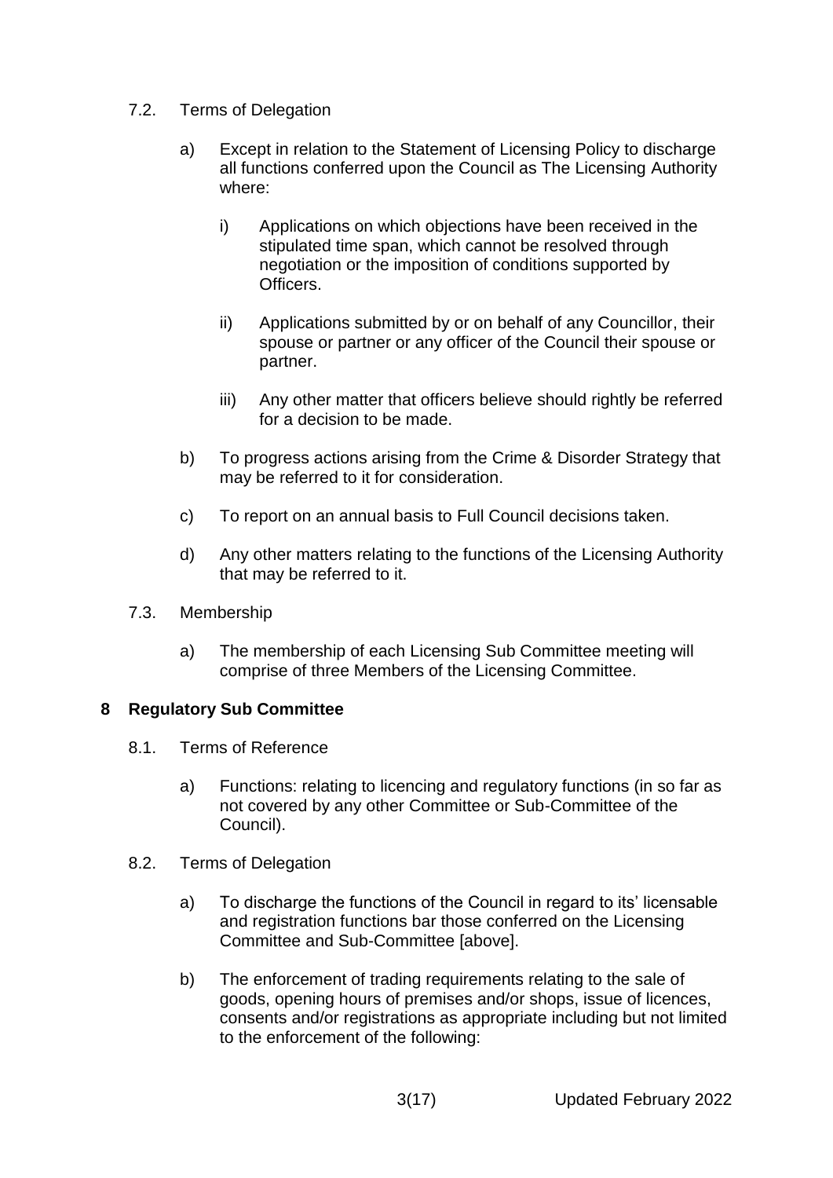7.2. Terms of Delegation

a) Except in relation to the Statement of Licensing Policy to discharge all functions conferred upon the Council as The Licensing Authority where:

i) Applications on which objections have been received in the stipulated time span, which cannot be resolved through negotiation or the imposition of conditions supported by Officers.

ii) Applications submitted by or on behalf of any Councillor, their spouse or partner or any officer of the Council their spouse or partner.

iii) Any other matter that officers believe should rightly be referred for a decision to be made.

b) To progress actions arising from the Crime & Disorder Strategy that may be referred to it for consideration.

c) To report on an annual basis to Full Council decisions taken.

d) Any other matters relating to the functions of the Licensing Authority that may be referred to it.

7.3. Membership

a) The membership of each Licensing Sub Committee meeting will comprise of three Members of the Licensing Committee.

## 8 Regulatory Sub Committee

8.1. Terms of Reference

a) Functions: relating to licencing and regulatory functions (in so far as not covered by any other Committee or Sub-Committee of the Council).

8.2. Terms of Delegation

a) To discharge the functions of the Council in regard to its' licensable and registration functions bar those conferred on the Licensing Committee and Sub-Committee [above].

b) The enforcement of trading requirements relating to the sale of goods, opening hours of premises and/or shops, issue of licences, consents and/or registrations as appropriate including but not limited to the enforcement of the following: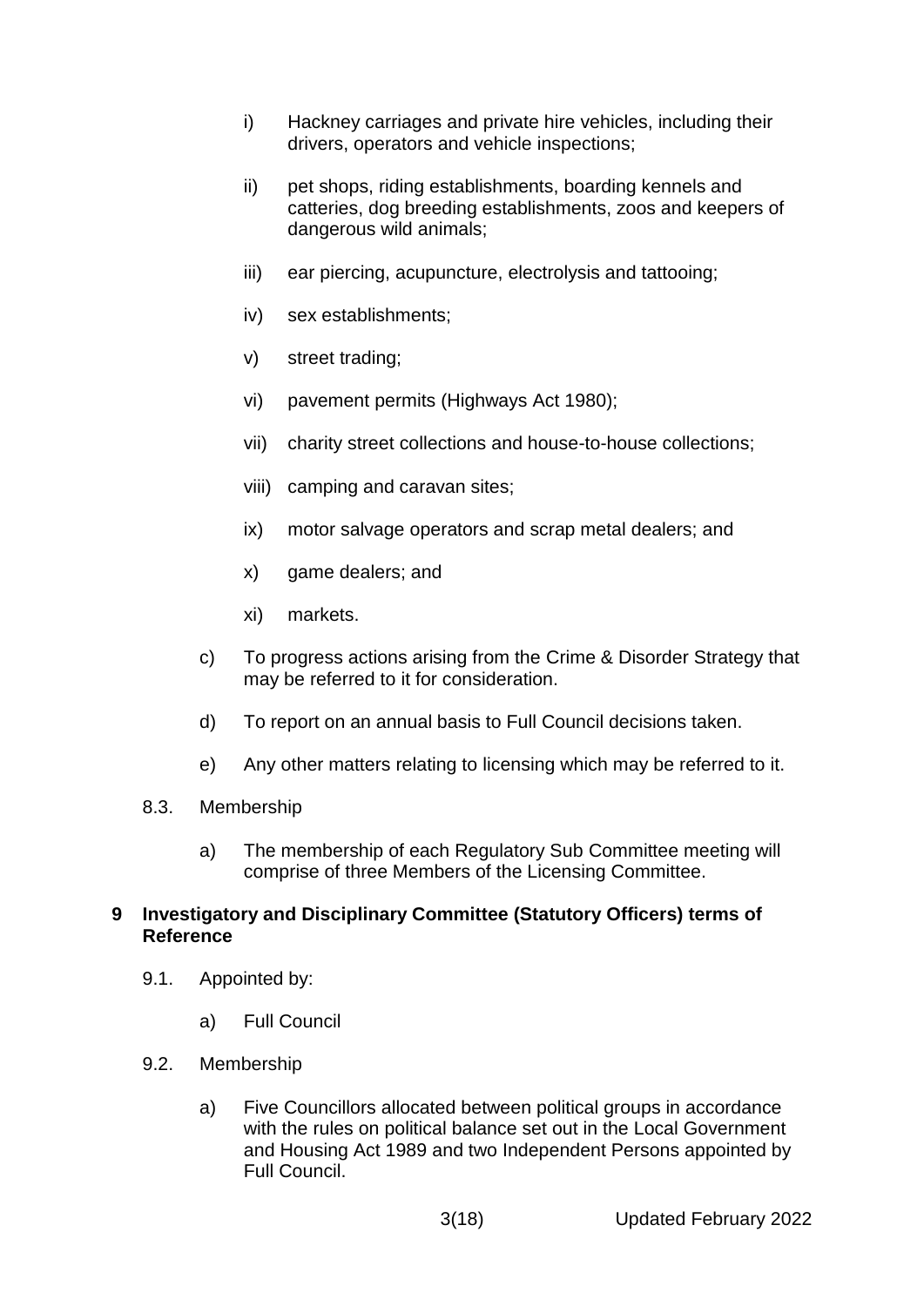i) Hackney carriages and private hire vehicles, including their drivers, operators and vehicle inspections;

ii) pet shops, riding establishments, boarding kennels and catteries, dog breeding establishments, zoos and keepers of dangerous wild animals;

iii) ear piercing, acupuncture, electrolysis and tattooing;

iv) sex establishments;

v) street trading;

vi) pavement permits (Highways Act 1980);

vii) charity street collections and house-to-house collections;

viii) camping and caravan sites;

ix) motor salvage operators and scrap metal dealers; and

x) game dealers; and

xi) markets.

c) To progress actions arising from the Crime & Disorder Strategy that may be referred to it for consideration.

d) To report on an annual basis to Full Council decisions taken.

e) Any other matters relating to licensing which may be referred to it.

8.3. Membership

a) The membership of each Regulatory Sub Committee meeting will comprise of three Members of the Licensing Committee.

## 9 Investigatory and Disciplinary Committee (Statutory Officers) terms of Reference

9.1. Appointed by:

a) Full Council

9.2. Membership

a) Five Councillors allocated between political groups in accordance with the rules on political balance set out in the Local Government and Housing Act 1989 and two Independent Persons appointed by Full Council.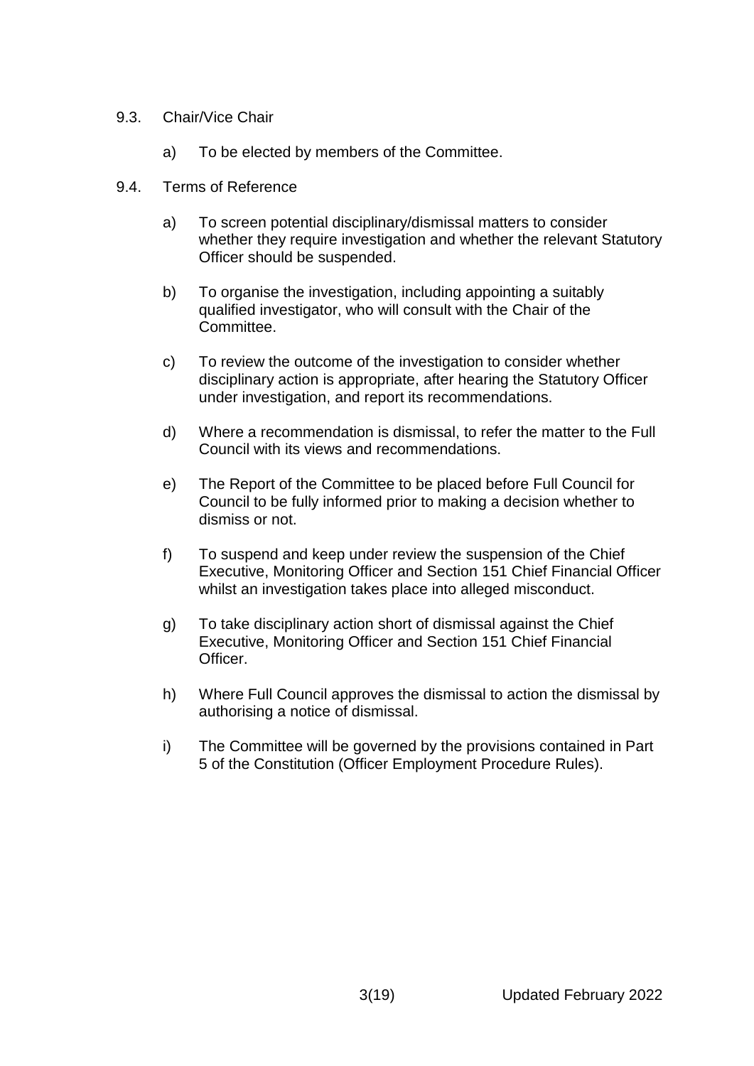9.3. Chair/Vice Chair

a) To be elected by members of the Committee.

9.4. Terms of Reference

a) To screen potential disciplinary/dismissal matters to consider whether they require investigation and whether the relevant Statutory Officer should be suspended.

b) To organise the investigation, including appointing a suitably qualified investigator, who will consult with the Chair of the Committee.

c) To review the outcome of the investigation to consider whether disciplinary action is appropriate, after hearing the Statutory Officer under investigation, and report its recommendations.

d) Where a recommendation is dismissal, to refer the matter to the Full Council with its views and recommendations.

e) The Report of the Committee to be placed before Full Council for Council to be fully informed prior to making a decision whether to dismiss or not.

f) To suspend and keep under review the suspension of the Chief Executive, Monitoring Officer and Section 151 Chief Financial Officer whilst an investigation takes place into alleged misconduct.

g) To take disciplinary action short of dismissal against the Chief Executive, Monitoring Officer and Section 151 Chief Financial Officer.

h) Where Full Council approves the dismissal to action the dismissal by authorising a notice of dismissal.

i) The Committee will be governed by the provisions contained in Part 5 of the Constitution (Officer Employment Procedure Rules).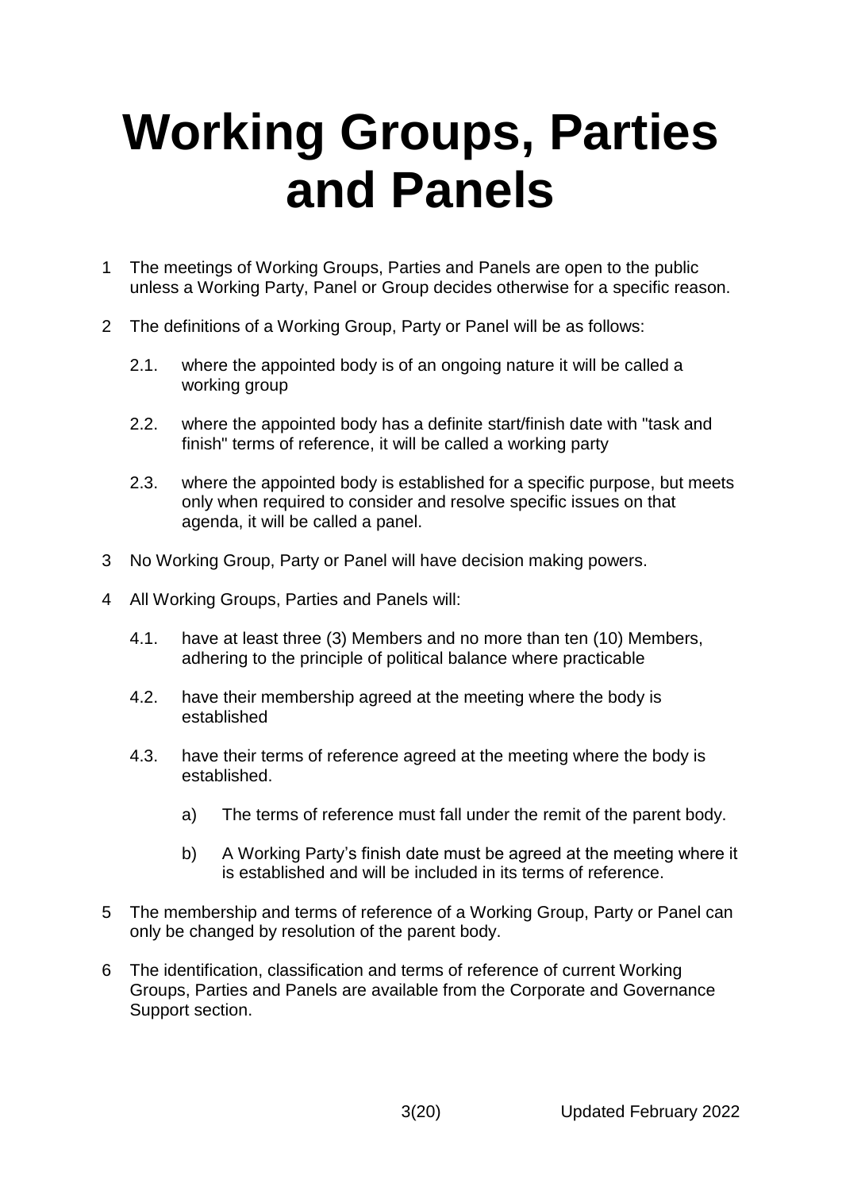# Working Groups, Parties and Panels

1 The meetings of Working Groups, Parties and Panels are open to the public unless a Working Party, Panel or Group decides otherwise for a specific reason.

2 The definitions of a Working Group, Party or Panel will be as follows:

   2.1. where the appointed body is of an ongoing nature it will be called a working group

   2.2. where the appointed body has a definite start/finish date with "task and finish" terms of reference, it will be called a working party

   2.3. where the appointed body is established for a specific purpose, but meets only when required to consider and resolve specific issues on that agenda, it will be called a panel.

3 No Working Group, Party or Panel will have decision making powers.

4 All Working Groups, Parties and Panels will:

   4.1. have at least three (3) Members and no more than ten (10) Members, adhering to the principle of political balance where practicable

   4.2. have their membership agreed at the meeting where the body is established

   4.3. have their terms of reference agreed at the meeting where the body is established.

      a) The terms of reference must fall under the remit of the parent body.

      b) A Working Party's finish date must be agreed at the meeting where it is established and will be included in its terms of reference.

5 The membership and terms of reference of a Working Group, Party or Panel can only be changed by resolution of the parent body.

6 The identification, classification and terms of reference of current Working Groups, Parties and Panels are available from the Corporate and Governance Support section.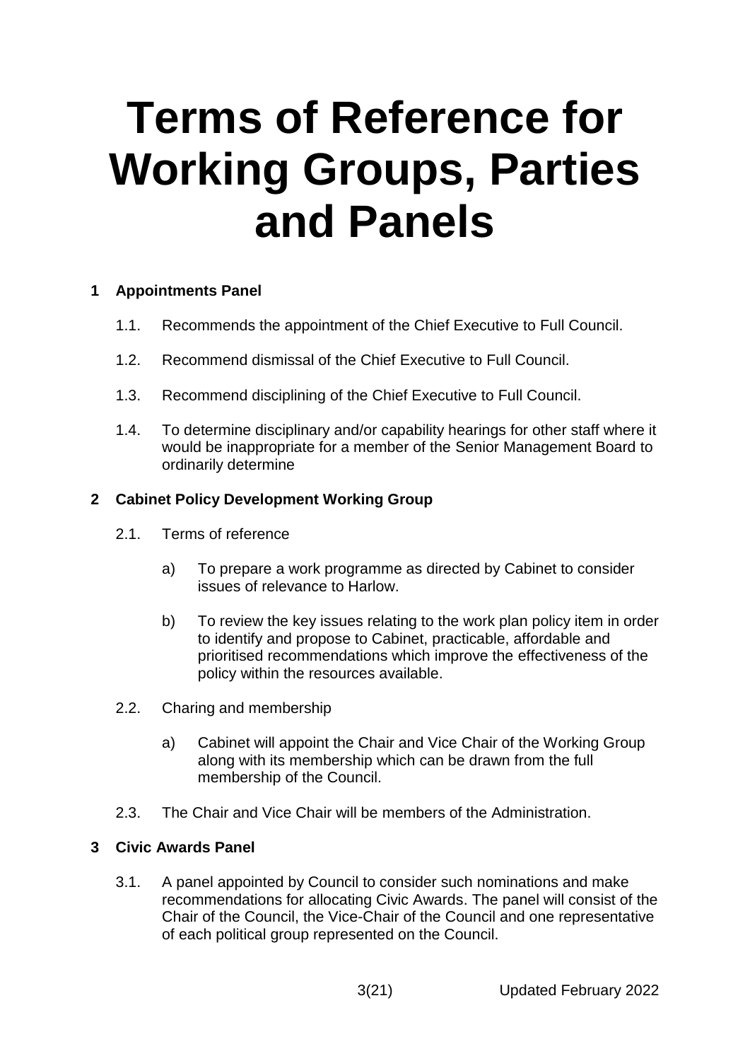# Terms of Reference for Working Groups, Parties and Panels

## 1 Appointments Panel

1.1. Recommends the appointment of the Chief Executive to Full Council.

1.2. Recommend dismissal of the Chief Executive to Full Council.

1.3. Recommend disciplining of the Chief Executive to Full Council.

1.4. To determine disciplinary and/or capability hearings for other staff where it would be inappropriate for a member of the Senior Management Board to ordinarily determine

## 2 Cabinet Policy Development Working Group

2.1. Terms of reference

a) To prepare a work programme as directed by Cabinet to consider issues of relevance to Harlow.

b) To review the key issues relating to the work plan policy item in order to identify and propose to Cabinet, practicable, affordable and prioritised recommendations which improve the effectiveness of the policy within the resources available.

2.2. Charing and membership

a) Cabinet will appoint the Chair and Vice Chair of the Working Group along with its membership which can be drawn from the full membership of the Council.

2.3. The Chair and Vice Chair will be members of the Administration.

## 3 Civic Awards Panel

3.1. A panel appointed by Council to consider such nominations and make recommendations for allocating Civic Awards. The panel will consist of the Chair of the Council, the Vice-Chair of the Council and one representative of each political group represented on the Council.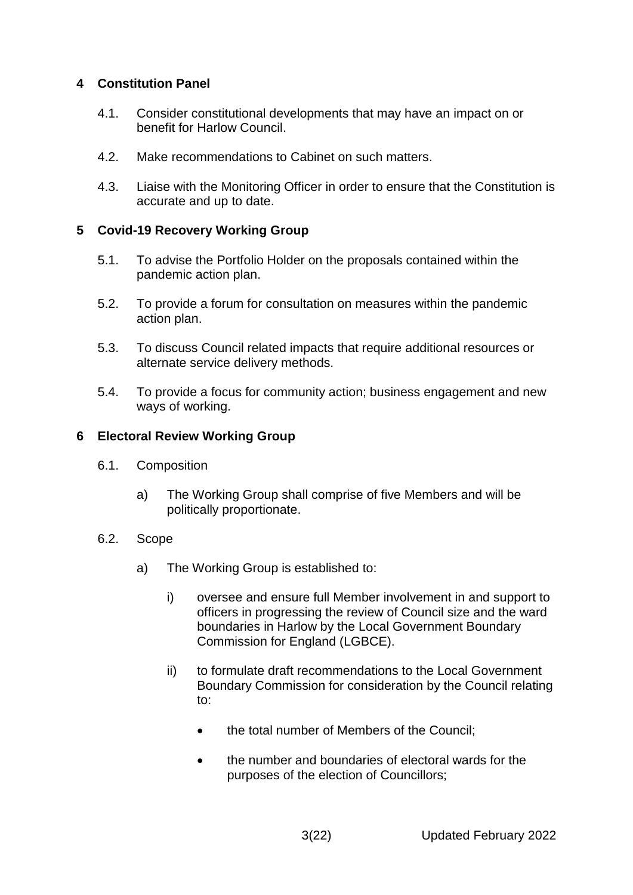## 4 Constitution Panel

4.1. Consider constitutional developments that may have an impact on or benefit for Harlow Council.

4.2. Make recommendations to Cabinet on such matters.

4.3. Liaise with the Monitoring Officer in order to ensure that the Constitution is accurate and up to date.

## 5 Covid-19 Recovery Working Group

5.1. To advise the Portfolio Holder on the proposals contained within the pandemic action plan.

5.2. To provide a forum for consultation on measures within the pandemic action plan.

5.3. To discuss Council related impacts that require additional resources or alternate service delivery methods.

5.4. To provide a focus for community action; business engagement and new ways of working.

## 6 Electoral Review Working Group

6.1. Composition

a) The Working Group shall comprise of five Members and will be politically proportionate.

6.2. Scope

a) The Working Group is established to:

i) oversee and ensure full Member involvement in and support to officers in progressing the review of Council size and the ward boundaries in Harlow by the Local Government Boundary Commission for England (LGBCE).

ii) to formulate draft recommendations to the Local Government Boundary Commission for consideration by the Council relating to:

- the total number of Members of the Council;
- the number and boundaries of electoral wards for the purposes of the election of Councillors;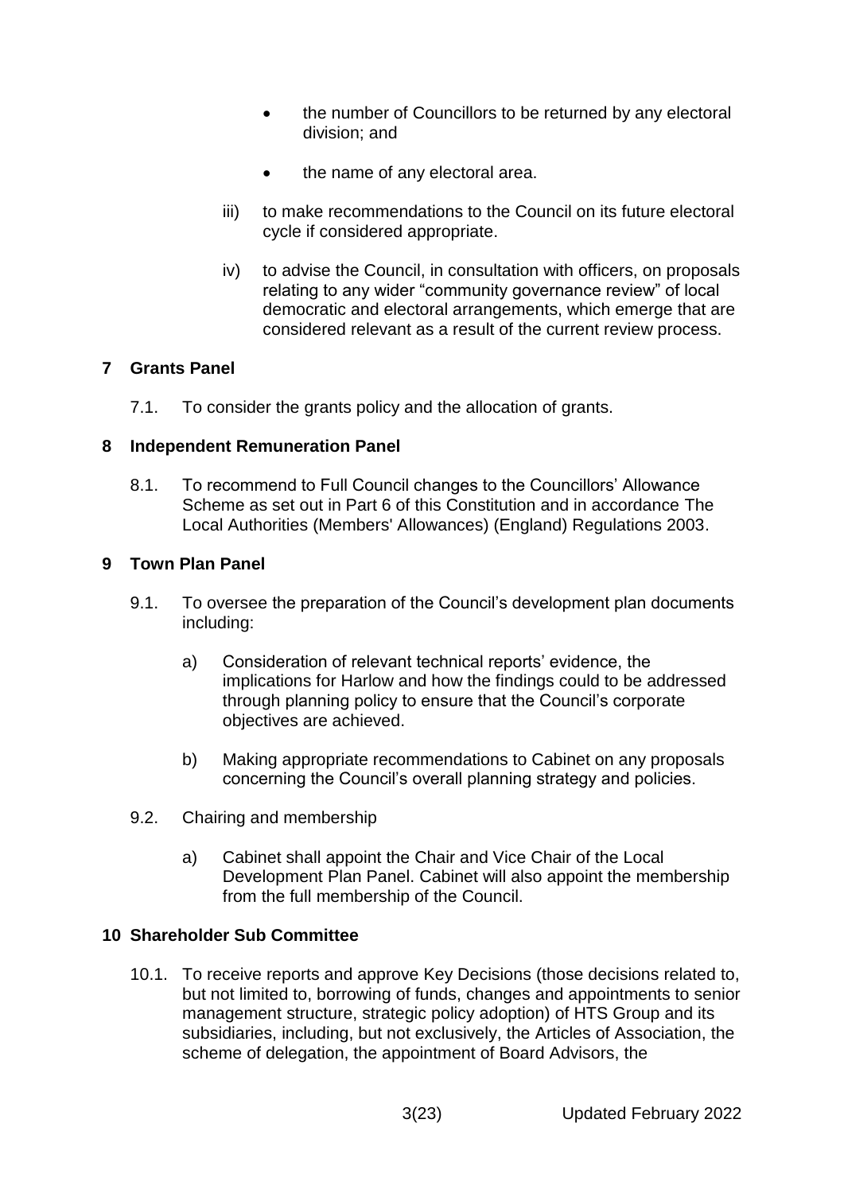- the number of Councillors to be returned by any electoral division; and
- the name of any electoral area.

iii) to make recommendations to the Council on its future electoral cycle if considered appropriate.

iv) to advise the Council, in consultation with officers, on proposals relating to any wider "community governance review" of local democratic and electoral arrangements, which emerge that are considered relevant as a result of the current review process.

## 7 Grants Panel

7.1. To consider the grants policy and the allocation of grants.

## 8 Independent Remuneration Panel

8.1. To recommend to Full Council changes to the Councillors' Allowance Scheme as set out in Part 6 of this Constitution and in accordance The Local Authorities (Members' Allowances) (England) Regulations 2003.

## 9 Town Plan Panel

9.1. To oversee the preparation of the Council's development plan documents including:

a) Consideration of relevant technical reports' evidence, the implications for Harlow and how the findings could to be addressed through planning policy to ensure that the Council's corporate objectives are achieved.

b) Making appropriate recommendations to Cabinet on any proposals concerning the Council's overall planning strategy and policies.

9.2. Chairing and membership

a) Cabinet shall appoint the Chair and Vice Chair of the Local Development Plan Panel. Cabinet will also appoint the membership from the full membership of the Council.

## 10 Shareholder Sub Committee

10.1. To receive reports and approve Key Decisions (those decisions related to, but not limited to, borrowing of funds, changes and appointments to senior management structure, strategic policy adoption) of HTS Group and its subsidiaries, including, but not exclusively, the Articles of Association, the scheme of delegation, the appointment of Board Advisors, the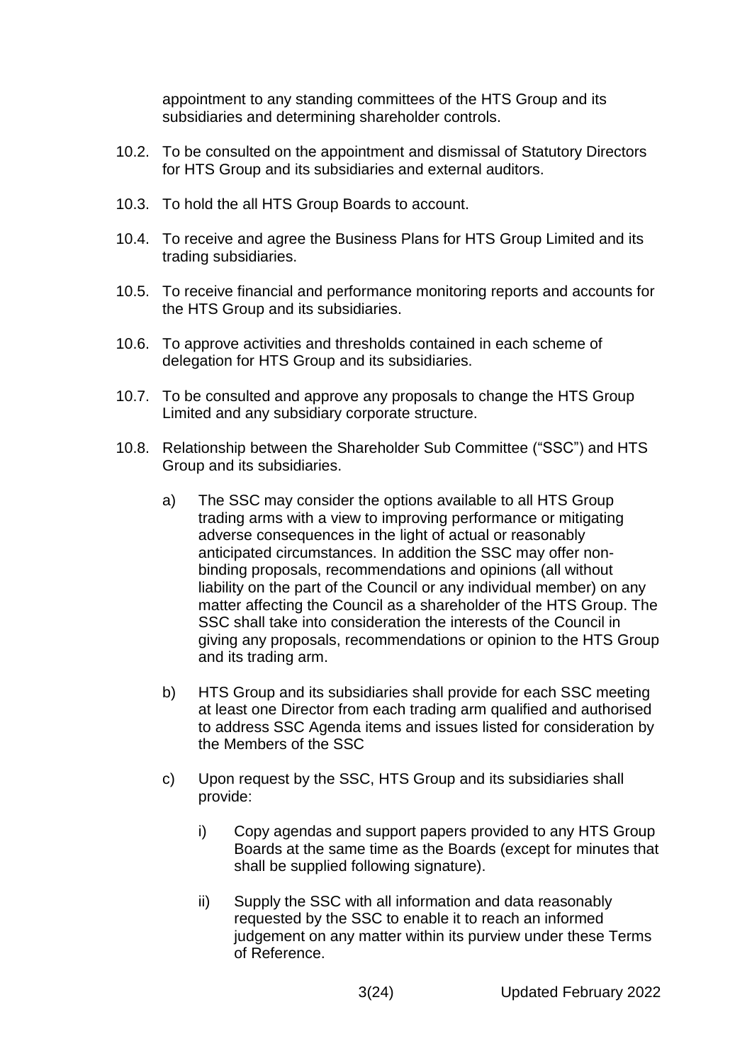appointment to any standing committees of the HTS Group and its subsidiaries and determining shareholder controls.

10.2. To be consulted on the appointment and dismissal of Statutory Directors for HTS Group and its subsidiaries and external auditors.

10.3. To hold the all HTS Group Boards to account.

10.4. To receive and agree the Business Plans for HTS Group Limited and its trading subsidiaries.

10.5. To receive financial and performance monitoring reports and accounts for the HTS Group and its subsidiaries.

10.6. To approve activities and thresholds contained in each scheme of delegation for HTS Group and its subsidiaries.

10.7. To be consulted and approve any proposals to change the HTS Group Limited and any subsidiary corporate structure.

10.8. Relationship between the Shareholder Sub Committee ("SSC") and HTS Group and its subsidiaries.

a) The SSC may consider the options available to all HTS Group trading arms with a view to improving performance or mitigating adverse consequences in the light of actual or reasonably anticipated circumstances. In addition the SSC may offer non-binding proposals, recommendations and opinions (all without liability on the part of the Council or any individual member) on any matter affecting the Council as a shareholder of the HTS Group. The SSC shall take into consideration the interests of the Council in giving any proposals, recommendations or opinion to the HTS Group and its trading arm.

b) HTS Group and its subsidiaries shall provide for each SSC meeting at least one Director from each trading arm qualified and authorised to address SSC Agenda items and issues listed for consideration by the Members of the SSC

c) Upon request by the SSC, HTS Group and its subsidiaries shall provide:

i) Copy agendas and support papers provided to any HTS Group Boards at the same time as the Boards (except for minutes that shall be supplied following signature).

ii) Supply the SSC with all information and data reasonably requested by the SSC to enable it to reach an informed judgement on any matter within its purview under these Terms of Reference.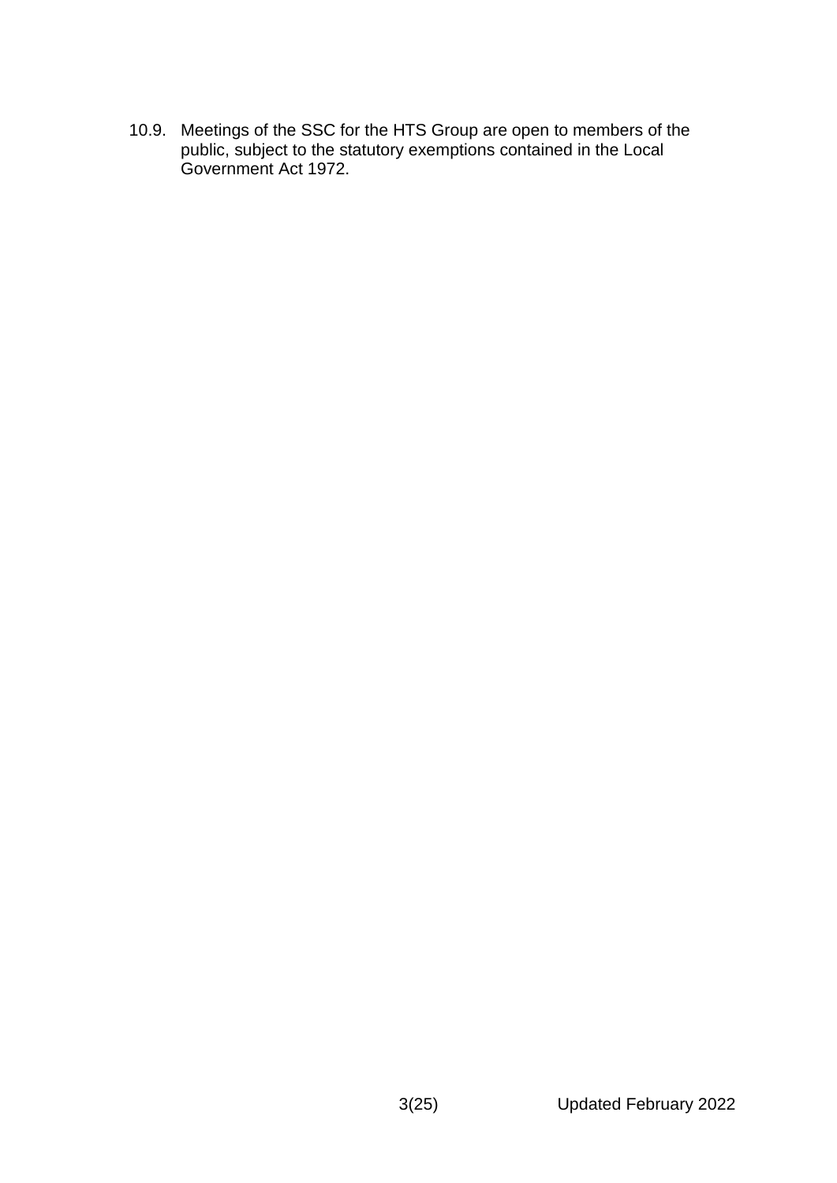10.9. Meetings of the SSC for the HTS Group are open to members of the public, subject to the statutory exemptions contained in the Local Government Act 1972.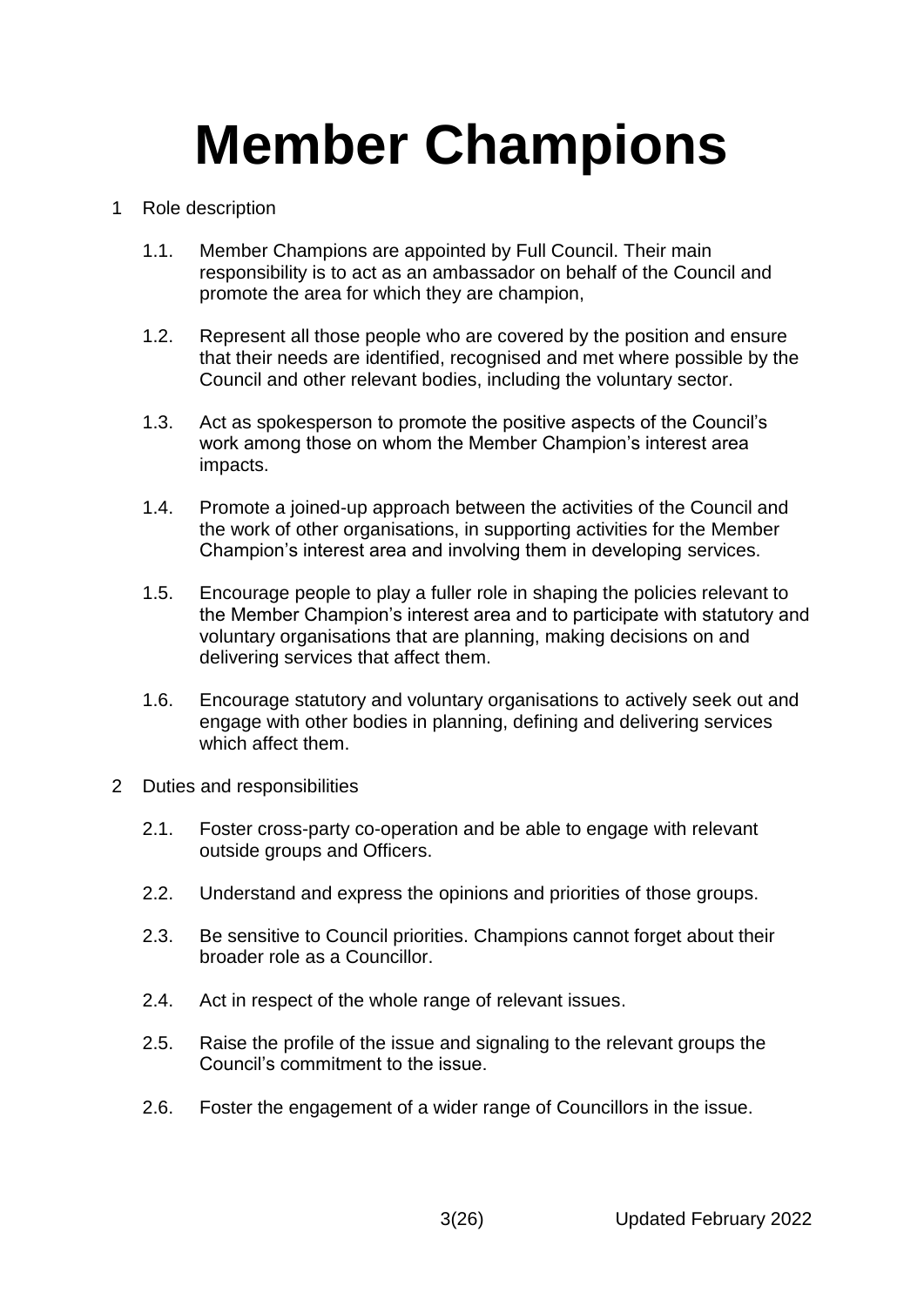# Member Champions

1 Role description

1.1. Member Champions are appointed by Full Council. Their main responsibility is to act as an ambassador on behalf of the Council and promote the area for which they are champion,

1.2. Represent all those people who are covered by the position and ensure that their needs are identified, recognised and met where possible by the Council and other relevant bodies, including the voluntary sector.

1.3. Act as spokesperson to promote the positive aspects of the Council's work among those on whom the Member Champion's interest area impacts.

1.4. Promote a joined-up approach between the activities of the Council and the work of other organisations, in supporting activities for the Member Champion's interest area and involving them in developing services.

1.5. Encourage people to play a fuller role in shaping the policies relevant to the Member Champion's interest area and to participate with statutory and voluntary organisations that are planning, making decisions on and delivering services that affect them.

1.6. Encourage statutory and voluntary organisations to actively seek out and engage with other bodies in planning, defining and delivering services which affect them.

2 Duties and responsibilities

2.1. Foster cross-party co-operation and be able to engage with relevant outside groups and Officers.

2.2. Understand and express the opinions and priorities of those groups.

2.3. Be sensitive to Council priorities. Champions cannot forget about their broader role as a Councillor.

2.4. Act in respect of the whole range of relevant issues.

2.5. Raise the profile of the issue and signaling to the relevant groups the Council's commitment to the issue.

2.6. Foster the engagement of a wider range of Councillors in the issue.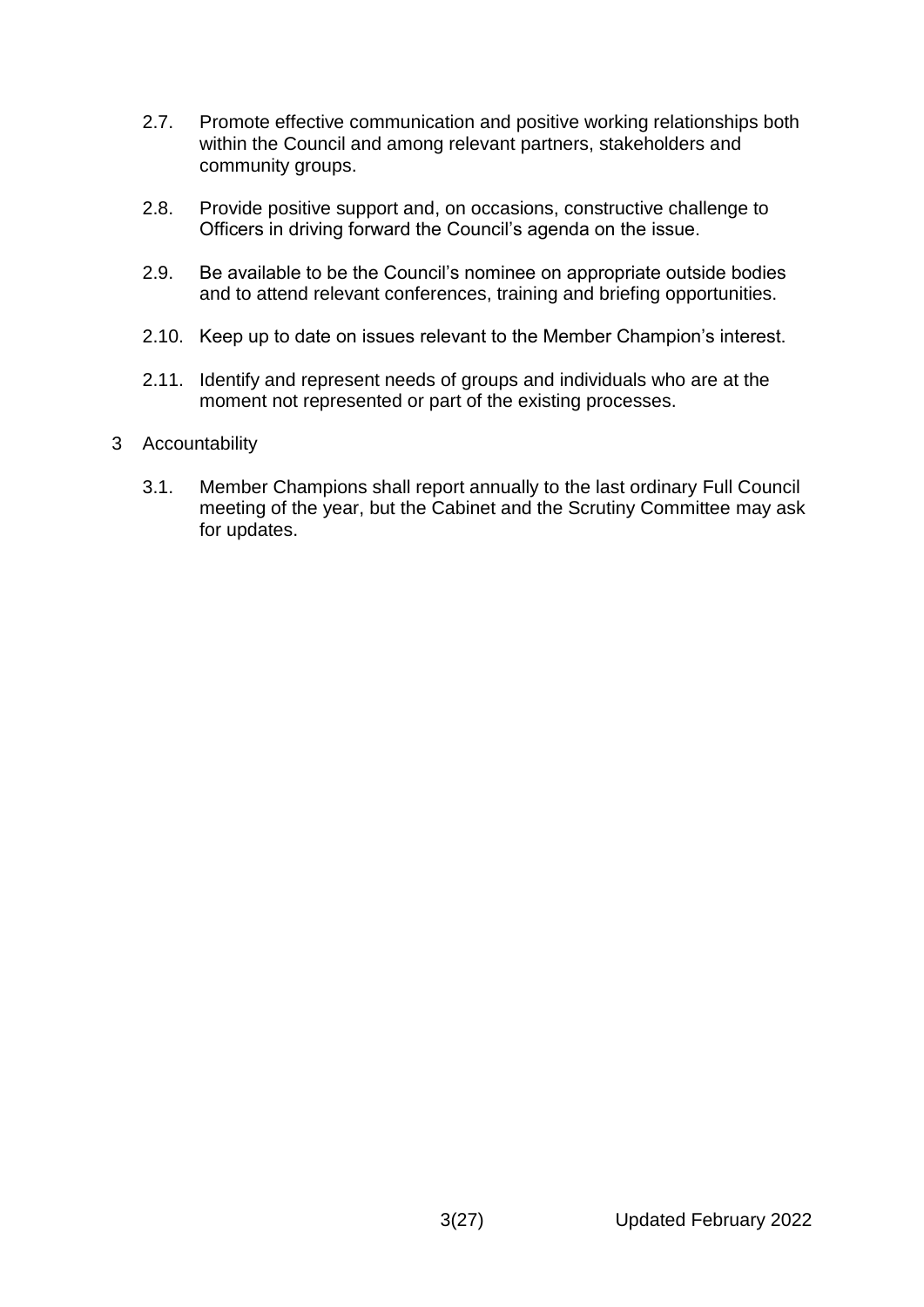2.7. Promote effective communication and positive working relationships both within the Council and among relevant partners, stakeholders and community groups.

2.8. Provide positive support and, on occasions, constructive challenge to Officers in driving forward the Council's agenda on the issue.

2.9. Be available to be the Council's nominee on appropriate outside bodies and to attend relevant conferences, training and briefing opportunities.

2.10. Keep up to date on issues relevant to the Member Champion's interest.

2.11. Identify and represent needs of groups and individuals who are at the moment not represented or part of the existing processes.

3 Accountability

3.1. Member Champions shall report annually to the last ordinary Full Council meeting of the year, but the Cabinet and the Scrutiny Committee may ask for updates.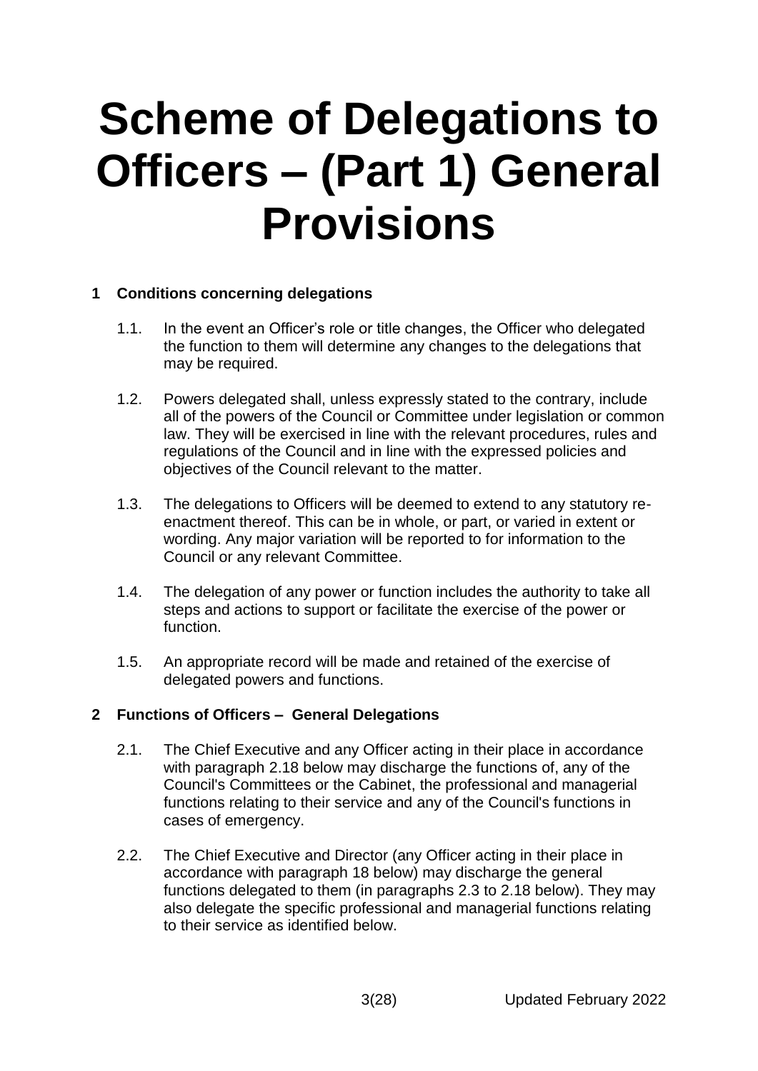# Scheme of Delegations to Officers – (Part 1) General Provisions

## 1 Conditions concerning delegations

1.1. In the event an Officer's role or title changes, the Officer who delegated the function to them will determine any changes to the delegations that may be required.

1.2. Powers delegated shall, unless expressly stated to the contrary, include all of the powers of the Council or Committee under legislation or common law. They will be exercised in line with the relevant procedures, rules and regulations of the Council and in line with the expressed policies and objectives of the Council relevant to the matter.

1.3. The delegations to Officers will be deemed to extend to any statutory re-enactment thereof. This can be in whole, or part, or varied in extent or wording. Any major variation will be reported to for information to the Council or any relevant Committee.

1.4. The delegation of any power or function includes the authority to take all steps and actions to support or facilitate the exercise of the power or function.

1.5. An appropriate record will be made and retained of the exercise of delegated powers and functions.

## 2 Functions of Officers – General Delegations

2.1. The Chief Executive and any Officer acting in their place in accordance with paragraph 2.18 below may discharge the functions of, any of the Council's Committees or the Cabinet, the professional and managerial functions relating to their service and any of the Council's functions in cases of emergency.

2.2. The Chief Executive and Director (any Officer acting in their place in accordance with paragraph 18 below) may discharge the general functions delegated to them (in paragraphs 2.3 to 2.18 below). They may also delegate the specific professional and managerial functions relating to their service as identified below.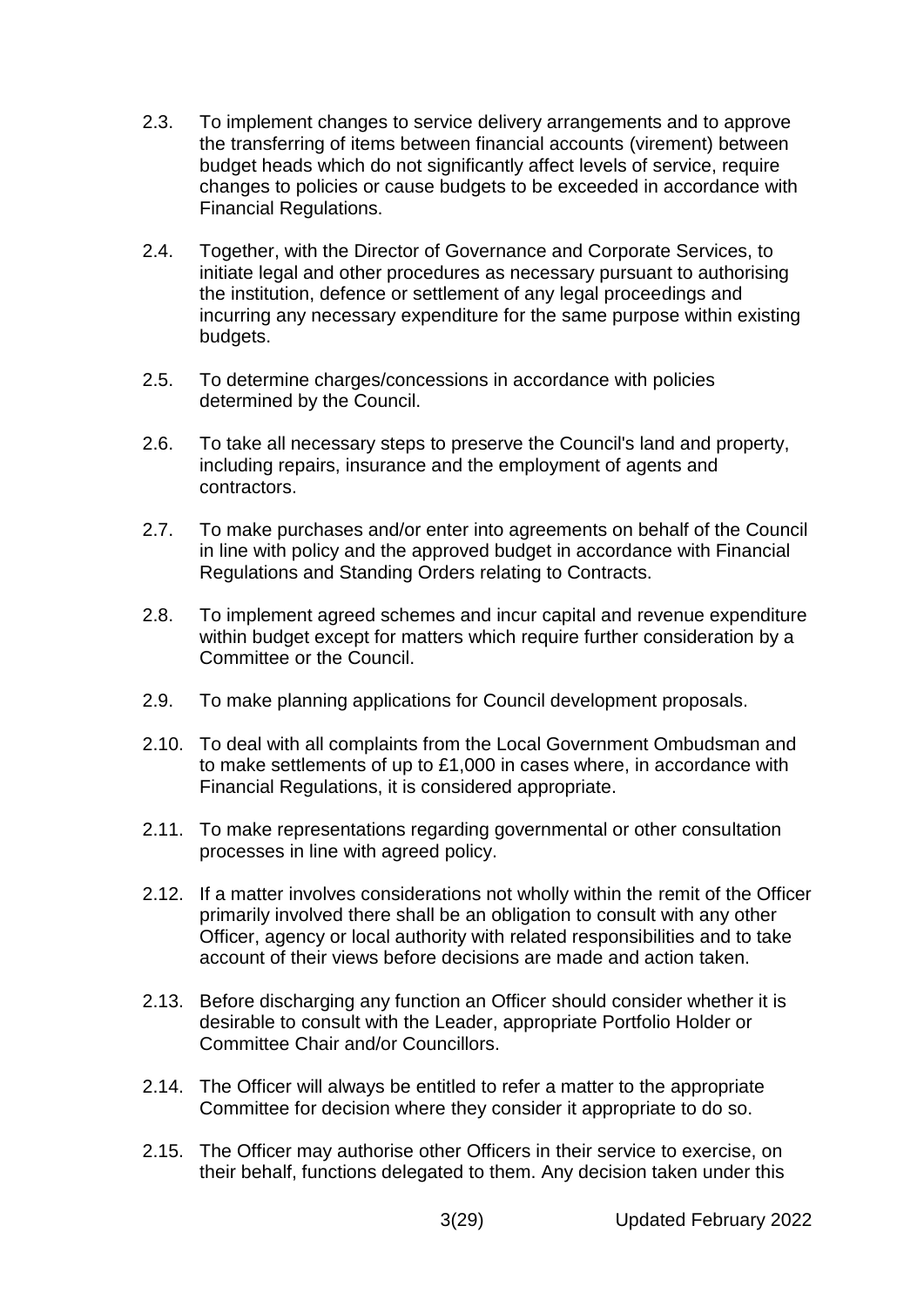2.3. To implement changes to service delivery arrangements and to approve the transferring of items between financial accounts (virement) between budget heads which do not significantly affect levels of service, require changes to policies or cause budgets to be exceeded in accordance with Financial Regulations.

2.4. Together, with the Director of Governance and Corporate Services, to initiate legal and other procedures as necessary pursuant to authorising the institution, defence or settlement of any legal proceedings and incurring any necessary expenditure for the same purpose within existing budgets.

2.5. To determine charges/concessions in accordance with policies determined by the Council.

2.6. To take all necessary steps to preserve the Council's land and property, including repairs, insurance and the employment of agents and contractors.

2.7. To make purchases and/or enter into agreements on behalf of the Council in line with policy and the approved budget in accordance with Financial Regulations and Standing Orders relating to Contracts.

2.8. To implement agreed schemes and incur capital and revenue expenditure within budget except for matters which require further consideration by a Committee or the Council.

2.9. To make planning applications for Council development proposals.

2.10. To deal with all complaints from the Local Government Ombudsman and to make settlements of up to £1,000 in cases where, in accordance with Financial Regulations, it is considered appropriate.

2.11. To make representations regarding governmental or other consultation processes in line with agreed policy.

2.12. If a matter involves considerations not wholly within the remit of the Officer primarily involved there shall be an obligation to consult with any other Officer, agency or local authority with related responsibilities and to take account of their views before decisions are made and action taken.

2.13. Before discharging any function an Officer should consider whether it is desirable to consult with the Leader, appropriate Portfolio Holder or Committee Chair and/or Councillors.

2.14. The Officer will always be entitled to refer a matter to the appropriate Committee for decision where they consider it appropriate to do so.

2.15. The Officer may authorise other Officers in their service to exercise, on their behalf, functions delegated to them. Any decision taken under this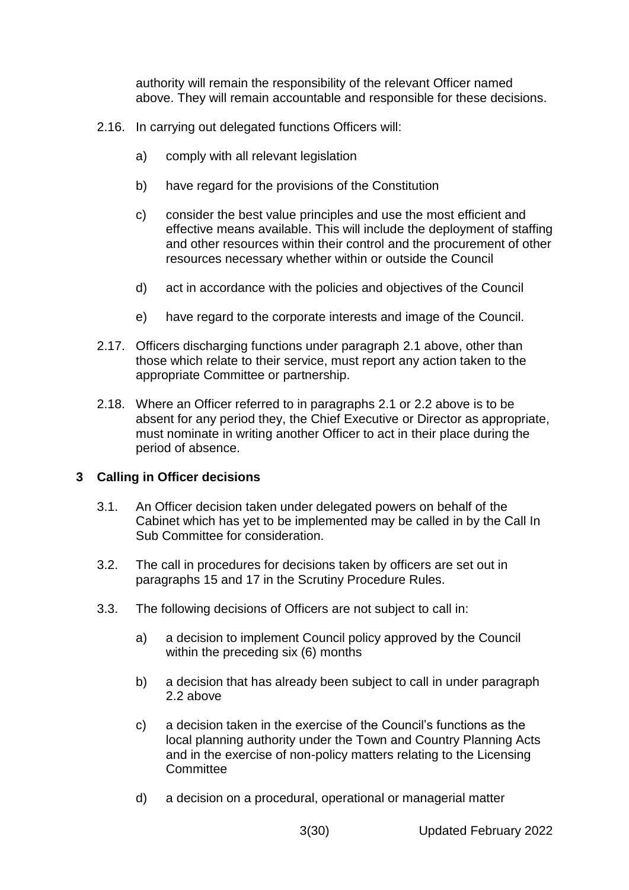authority will remain the responsibility of the relevant Officer named above. They will remain accountable and responsible for these decisions.

2.16. In carrying out delegated functions Officers will:

a) comply with all relevant legislation

b) have regard for the provisions of the Constitution

c) consider the best value principles and use the most efficient and effective means available. This will include the deployment of staffing and other resources within their control and the procurement of other resources necessary whether within or outside the Council

d) act in accordance with the policies and objectives of the Council

e) have regard to the corporate interests and image of the Council.

2.17. Officers discharging functions under paragraph 2.1 above, other than those which relate to their service, must report any action taken to the appropriate Committee or partnership.

2.18. Where an Officer referred to in paragraphs 2.1 or 2.2 above is to be absent for any period they, the Chief Executive or Director as appropriate, must nominate in writing another Officer to act in their place during the period of absence.

## 3 Calling in Officer decisions

3.1. An Officer decision taken under delegated powers on behalf of the Cabinet which has yet to be implemented may be called in by the Call In Sub Committee for consideration.

3.2. The call in procedures for decisions taken by officers are set out in paragraphs 15 and 17 in the Scrutiny Procedure Rules.

3.3. The following decisions of Officers are not subject to call in:

a) a decision to implement Council policy approved by the Council within the preceding six (6) months

b) a decision that has already been subject to call in under paragraph 2.2 above

c) a decision taken in the exercise of the Council's functions as the local planning authority under the Town and Country Planning Acts and in the exercise of non-policy matters relating to the Licensing Committee

d) a decision on a procedural, operational or managerial matter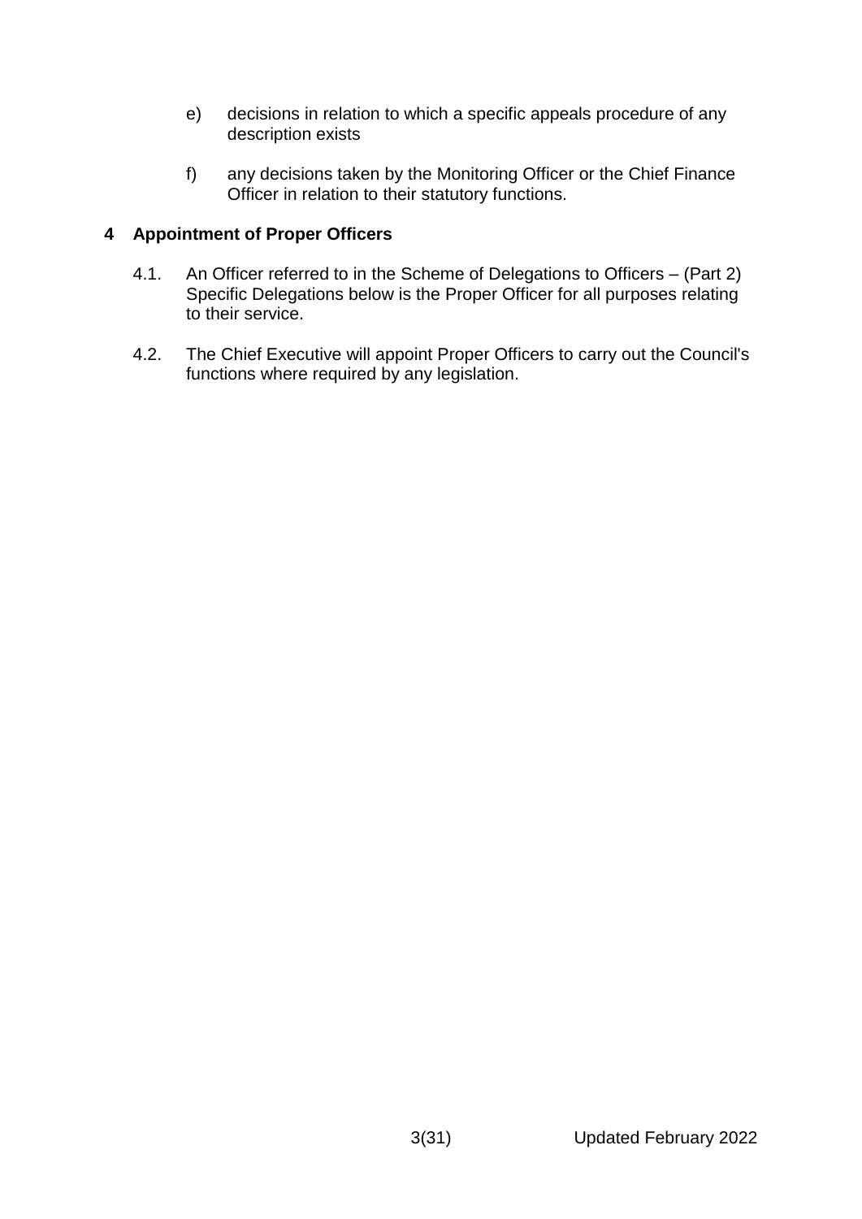e) decisions in relation to which a specific appeals procedure of any description exists

f) any decisions taken by the Monitoring Officer or the Chief Finance Officer in relation to their statutory functions.

## 4 Appointment of Proper Officers

4.1. An Officer referred to in the Scheme of Delegations to Officers – (Part 2) Specific Delegations below is the Proper Officer for all purposes relating to their service.

4.2. The Chief Executive will appoint Proper Officers to carry out the Council's functions where required by any legislation.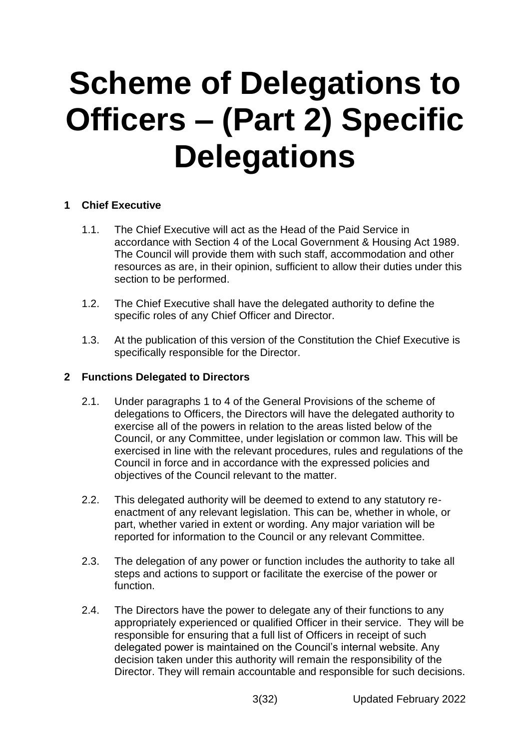# Scheme of Delegations to Officers – (Part 2) Specific Delegations

## 1 Chief Executive

1.1. The Chief Executive will act as the Head of the Paid Service in accordance with Section 4 of the Local Government & Housing Act 1989. The Council will provide them with such staff, accommodation and other resources as are, in their opinion, sufficient to allow their duties under this section to be performed.

1.2. The Chief Executive shall have the delegated authority to define the specific roles of any Chief Officer and Director.

1.3. At the publication of this version of the Constitution the Chief Executive is specifically responsible for the Director.

## 2 Functions Delegated to Directors

2.1. Under paragraphs 1 to 4 of the General Provisions of the scheme of delegations to Officers, the Directors will have the delegated authority to exercise all of the powers in relation to the areas listed below of the Council, or any Committee, under legislation or common law. This will be exercised in line with the relevant procedures, rules and regulations of the Council in force and in accordance with the expressed policies and objectives of the Council relevant to the matter.

2.2. This delegated authority will be deemed to extend to any statutory re-enactment of any relevant legislation. This can be, whether in whole, or part, whether varied in extent or wording. Any major variation will be reported for information to the Council or any relevant Committee.

2.3. The delegation of any power or function includes the authority to take all steps and actions to support or facilitate the exercise of the power or function.

2.4. The Directors have the power to delegate any of their functions to any appropriately experienced or qualified Officer in their service. They will be responsible for ensuring that a full list of Officers in receipt of such delegated power is maintained on the Council's internal website. Any decision taken under this authority will remain the responsibility of the Director. They will remain accountable and responsible for such decisions.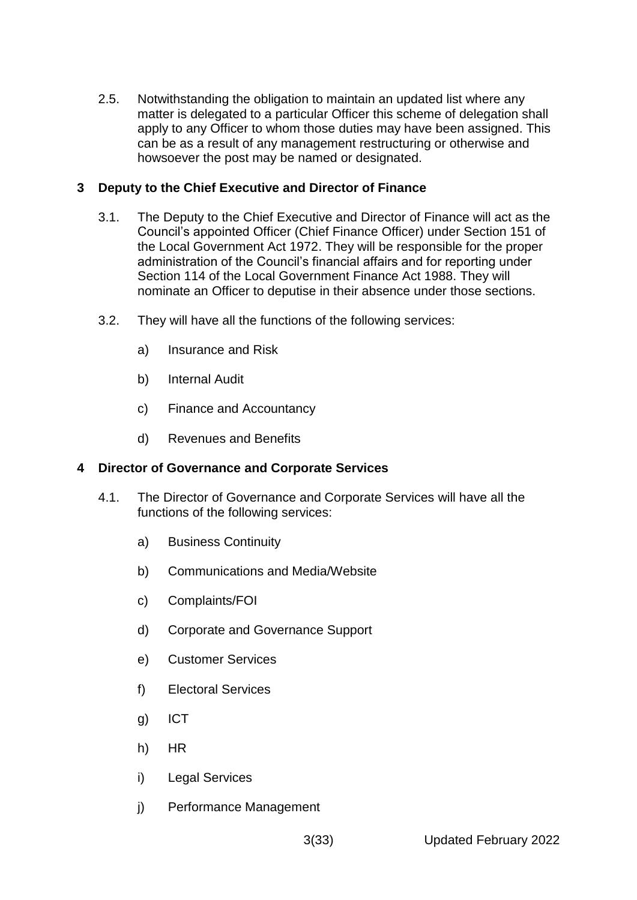2.5. Notwithstanding the obligation to maintain an updated list where any matter is delegated to a particular Officer this scheme of delegation shall apply to any Officer to whom those duties may have been assigned. This can be as a result of any management restructuring or otherwise and howsoever the post may be named or designated.

## 3 Deputy to the Chief Executive and Director of Finance

3.1. The Deputy to the Chief Executive and Director of Finance will act as the Council's appointed Officer (Chief Finance Officer) under Section 151 of the Local Government Act 1972. They will be responsible for the proper administration of the Council's financial affairs and for reporting under Section 114 of the Local Government Finance Act 1988. They will nominate an Officer to deputise in their absence under those sections.

3.2. They will have all the functions of the following services:

a) Insurance and Risk

b) Internal Audit

c) Finance and Accountancy

d) Revenues and Benefits

## 4 Director of Governance and Corporate Services

4.1. The Director of Governance and Corporate Services will have all the functions of the following services:

a) Business Continuity

b) Communications and Media/Website

c) Complaints/FOI

d) Corporate and Governance Support

e) Customer Services

f) Electoral Services

g) ICT

h) HR

i) Legal Services

j) Performance Management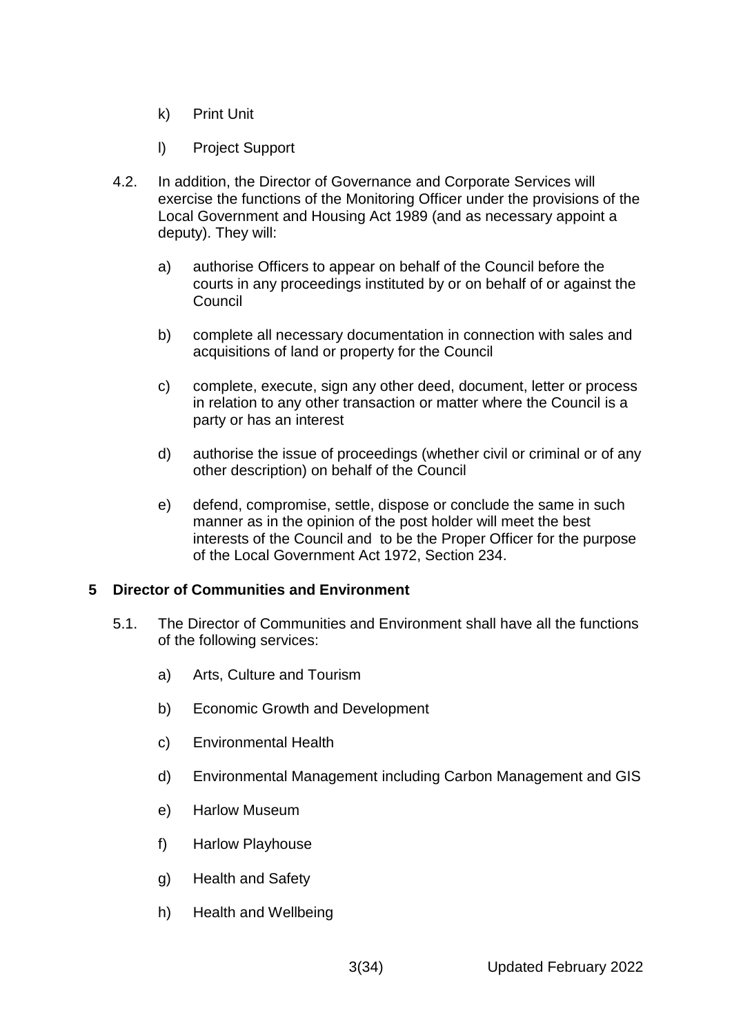k) Print Unit

l) Project Support

4.2. In addition, the Director of Governance and Corporate Services will exercise the functions of the Monitoring Officer under the provisions of the Local Government and Housing Act 1989 (and as necessary appoint a deputy). They will:

a) authorise Officers to appear on behalf of the Council before the courts in any proceedings instituted by or on behalf of or against the Council

b) complete all necessary documentation in connection with sales and acquisitions of land or property for the Council

c) complete, execute, sign any other deed, document, letter or process in relation to any other transaction or matter where the Council is a party or has an interest

d) authorise the issue of proceedings (whether civil or criminal or of any other description) on behalf of the Council

e) defend, compromise, settle, dispose or conclude the same in such manner as in the opinion of the post holder will meet the best interests of the Council and to be the Proper Officer for the purpose of the Local Government Act 1972, Section 234.

## 5 Director of Communities and Environment

5.1. The Director of Communities and Environment shall have all the functions of the following services:

a) Arts, Culture and Tourism

b) Economic Growth and Development

c) Environmental Health

d) Environmental Management including Carbon Management and GIS

e) Harlow Museum

f) Harlow Playhouse

g) Health and Safety

h) Health and Wellbeing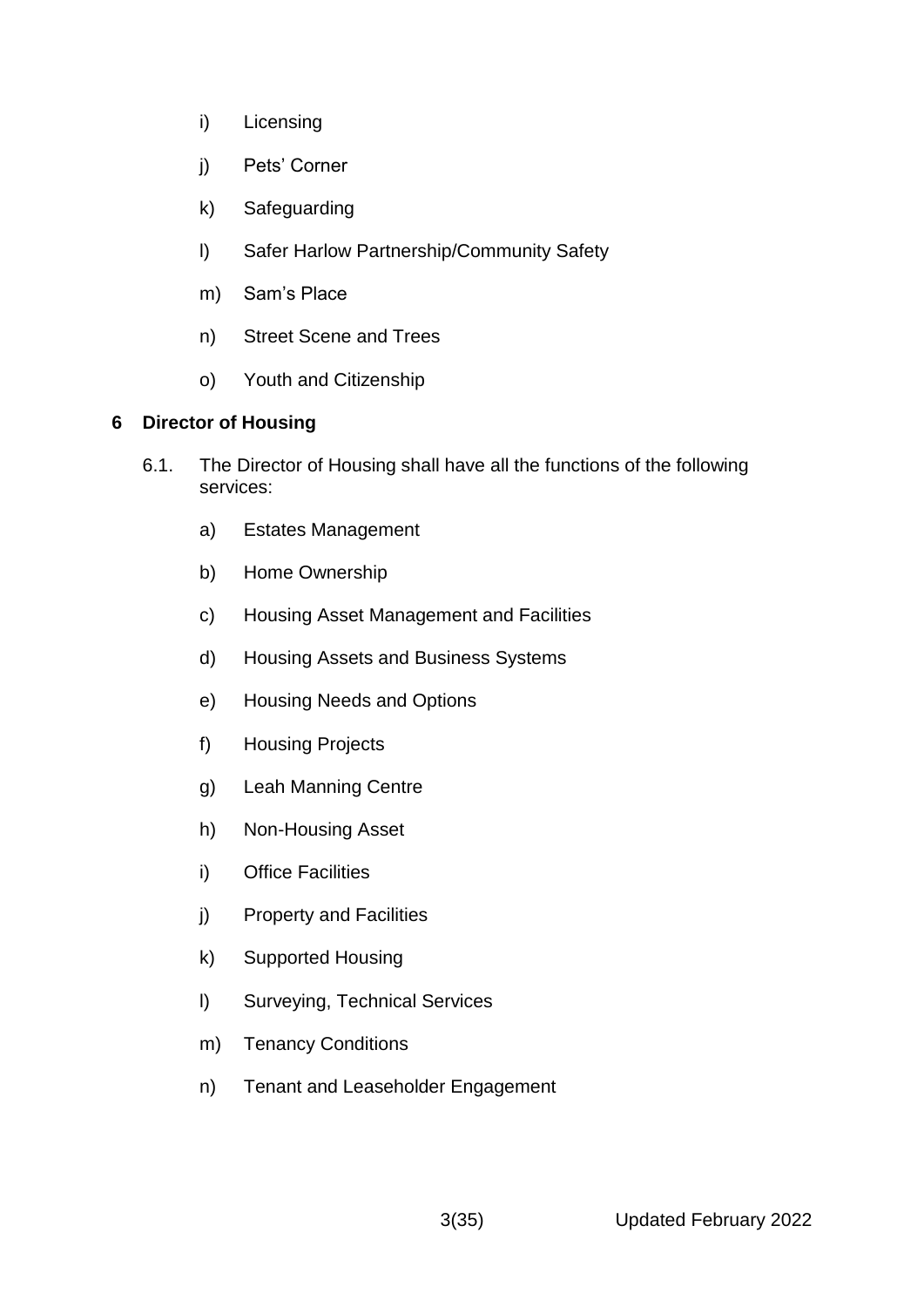i) Licensing

j) Pets' Corner

k) Safeguarding

l) Safer Harlow Partnership/Community Safety

m) Sam's Place

n) Street Scene and Trees

o) Youth and Citizenship

## 6 Director of Housing

6.1. The Director of Housing shall have all the functions of the following services:

a) Estates Management

b) Home Ownership

c) Housing Asset Management and Facilities

d) Housing Assets and Business Systems

e) Housing Needs and Options

f) Housing Projects

g) Leah Manning Centre

h) Non-Housing Asset

i) Office Facilities

j) Property and Facilities

k) Supported Housing

l) Surveying, Technical Services

m) Tenancy Conditions

n) Tenant and Leaseholder Engagement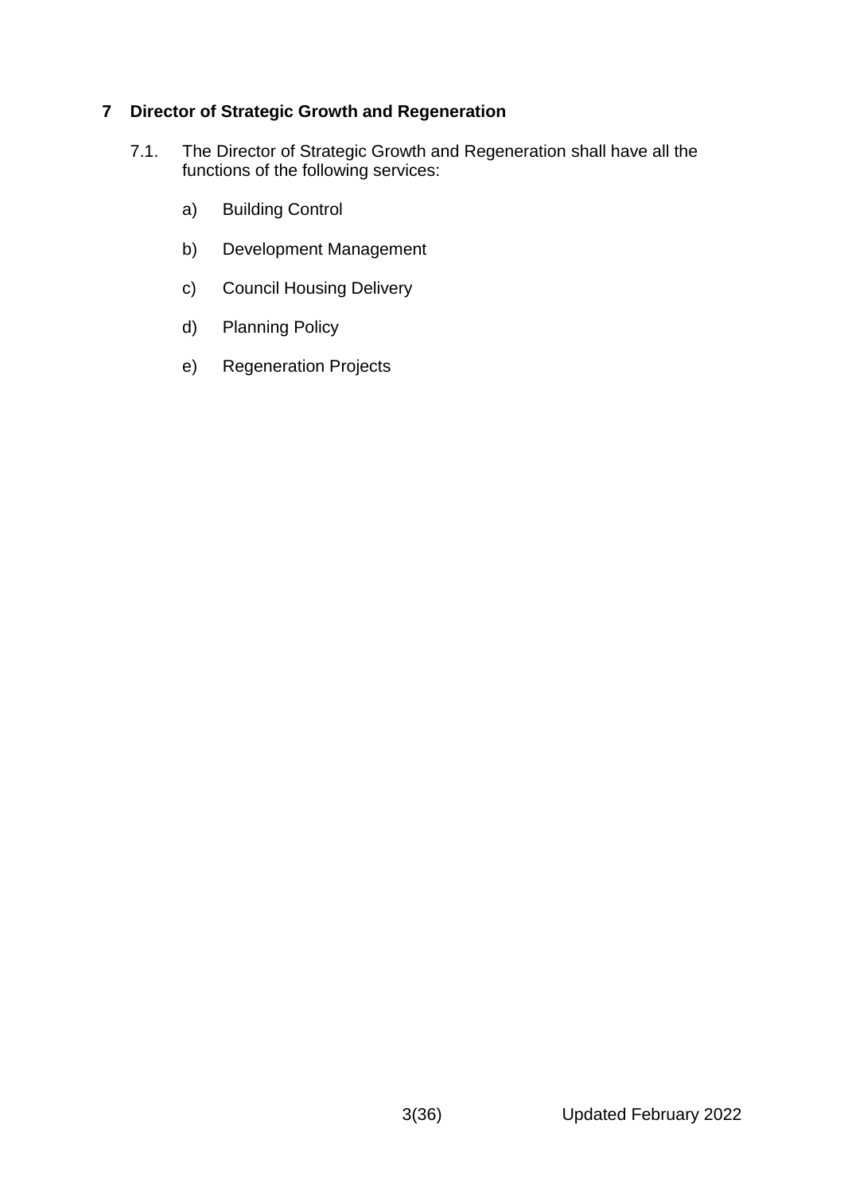## 7 Director of Strategic Growth and Regeneration

7.1. The Director of Strategic Growth and Regeneration shall have all the functions of the following services:

a) Building Control

b) Development Management

c) Council Housing Delivery

d) Planning Policy

e) Regeneration Projects